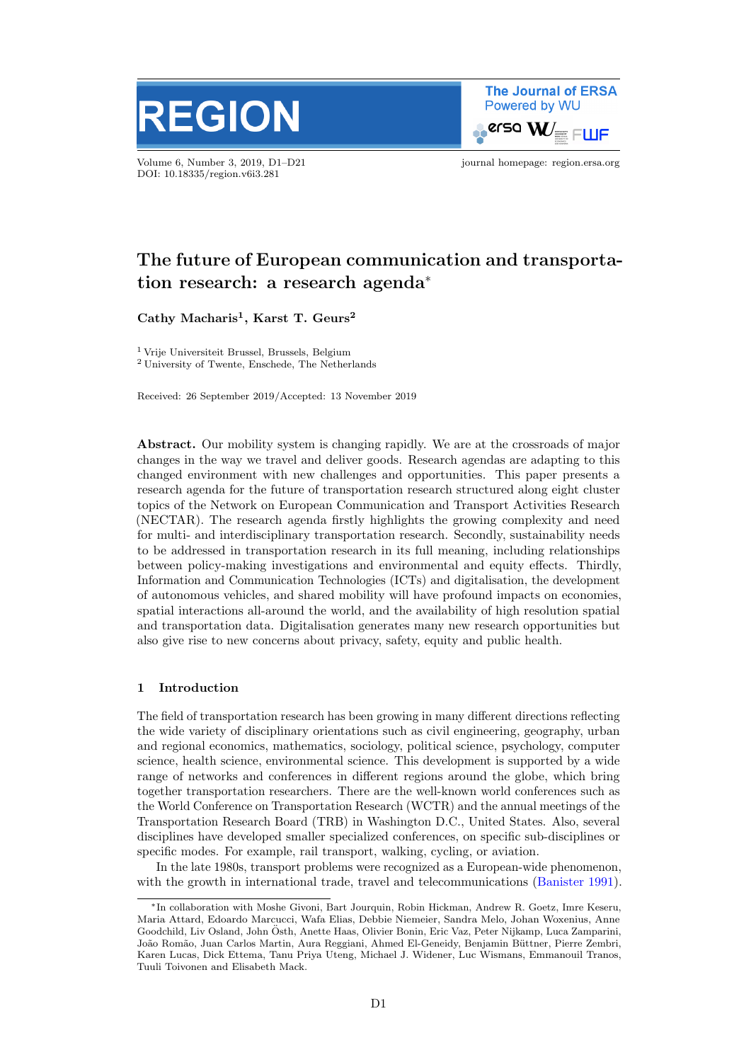# The future of European communication and transportation research: a research agenda*

**Cathy Macharis[1], Karst T. Geurs[2]**

[1] Vrije Universiteit Brussel, Brussels, Belgium
[2] University of Twente, Enschede, The Netherlands

Received: 26 September 2019/Accepted: 13 November 2019

**Abstract.** Our mobility system is changing rapidly. We are at the crossroads of major changes in the way we travel and deliver goods. Research agendas are adapting to this changed environment with new challenges and opportunities. This paper presents a research agenda for the future of transportation research structured along eight cluster topics of the Network on European Communication and Transport Activities Research (NECTAR). The research agenda firstly highlights the growing complexity and need for multi- and interdisciplinary transportation research. Secondly, sustainability needs to be addressed in transportation research in its full meaning, including relationships between policy-making investigations and environmental and equity effects. Thirdly, Information and Communication Technologies (ICTs) and digitalisation, the development of autonomous vehicles, and shared mobility will have profound impacts on economies, spatial interactions all-around the world, and the availability of high resolution spatial and transportation data. Digitalisation generates many new research opportunities but also give rise to new concerns about privacy, safety, equity and public health.

## 1 Introduction

The field of transportation research has been growing in many different directions reflecting the wide variety of disciplinary orientations such as civil engineering, geography, urban and regional economics, mathematics, sociology, political science, psychology, computer science, health science, environmental science. This development is supported by a wide range of networks and conferences in different regions around the globe, which bring together transportation researchers. There are the well-known world conferences such as the World Conference on Transportation Research (WCTR) and the annual meetings of the Transportation Research Board (TRB) in Washington D.C., United States. Also, several disciplines have developed smaller specialized conferences, on specific sub-disciplines or specific modes. For example, rail transport, walking, cycling, or aviation.

In the late 1980s, transport problems were recognized as a European-wide phenomenon, with the growth in international trade, travel and telecommunications (Banister 1991).

*In collaboration with Moshe Givoni, Bart Jourquin, Robin Hickman, Andrew R. Goetz, Imre Keseru, Maria Attard, Edoardo Marcucci, Wafa Elias, Debbie Niemeier, Sandra Melo, Johan Woxenius, Anne Goodchild, Liv Osland, John Östh, Anette Haas, Olivier Bonin, Eric Vaz, Peter Nijkamp, Luca Zamparini, João Romão, Juan Carlos Martin, Aura Reggiani, Ahmed El-Geneidy, Benjamin Büttner, Pierre Zembri, Karen Lucas, Dick Ettema, Tanu Priya Uteng, Michael J. Widener, Luc Wismans, Emmanouil Tranos, Tuuli Toivonen and Elisabeth Mack.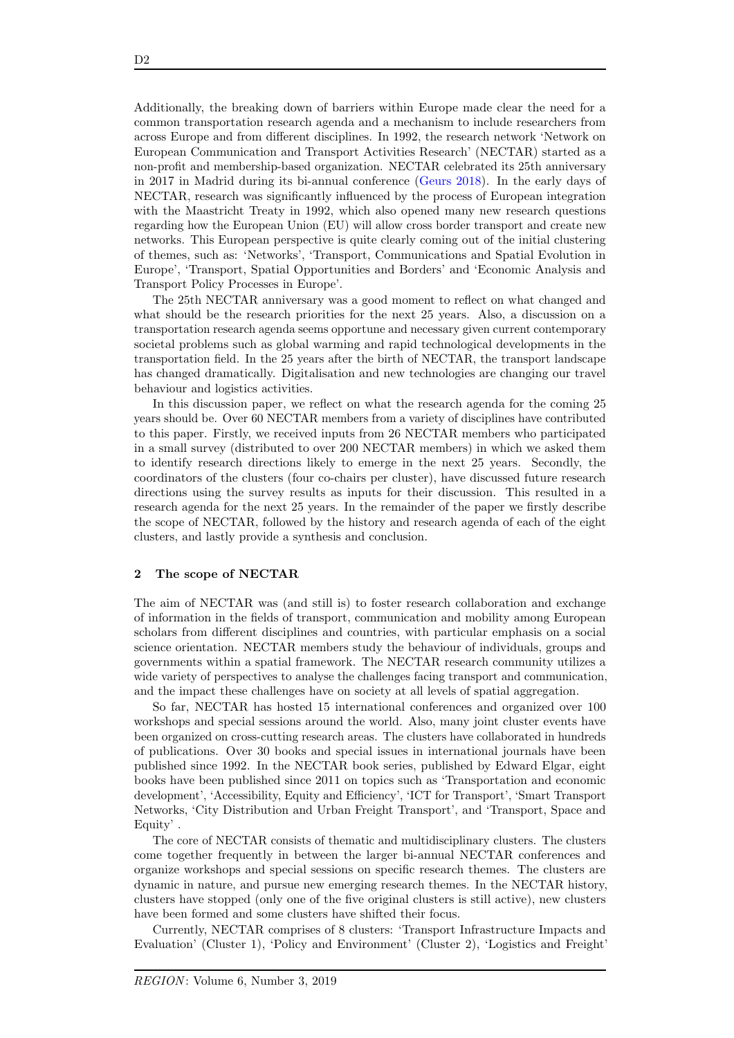Additionally, the breaking down of barriers within Europe made clear the need for a common transportation research agenda and a mechanism to include researchers from across Europe and from different disciplines. In 1992, the research network 'Network on European Communication and Transport Activities Research' (NECTAR) started as a non-profit and membership-based organization. NECTAR celebrated its 25th anniversary in 2017 in Madrid during its bi-annual conference (Geurs 2018). In the early days of NECTAR, research was significantly influenced by the process of European integration with the Maastricht Treaty in 1992, which also opened many new research questions regarding how the European Union (EU) will allow cross border transport and create new networks. This European perspective is quite clearly coming out of the initial clustering of themes, such as: 'Networks', 'Transport, Communications and Spatial Evolution in Europe', 'Transport, Spatial Opportunities and Borders' and 'Economic Analysis and Transport Policy Processes in Europe'.

The 25th NECTAR anniversary was a good moment to reflect on what changed and what should be the research priorities for the next 25 years. Also, a discussion on a transportation research agenda seems opportune and necessary given current contemporary societal problems such as global warming and rapid technological developments in the transportation field. In the 25 years after the birth of NECTAR, the transport landscape has changed dramatically. Digitalisation and new technologies are changing our travel behaviour and logistics activities.

In this discussion paper, we reflect on what the research agenda for the coming 25 years should be. Over 60 NECTAR members from a variety of disciplines have contributed to this paper. Firstly, we received inputs from 26 NECTAR members who participated in a small survey (distributed to over 200 NECTAR members) in which we asked them to identify research directions likely to emerge in the next 25 years. Secondly, the coordinators of the clusters (four co-chairs per cluster), have discussed future research directions using the survey results as inputs for their discussion. This resulted in a research agenda for the next 25 years. In the remainder of the paper we firstly describe the scope of NECTAR, followed by the history and research agenda of each of the eight clusters, and lastly provide a synthesis and conclusion.

## 2 The scope of NECTAR

The aim of NECTAR was (and still is) to foster research collaboration and exchange of information in the fields of transport, communication and mobility among European scholars from different disciplines and countries, with particular emphasis on a social science orientation. NECTAR members study the behaviour of individuals, groups and governments within a spatial framework. The NECTAR research community utilizes a wide variety of perspectives to analyse the challenges facing transport and communication, and the impact these challenges have on society at all levels of spatial aggregation.

So far, NECTAR has hosted 15 international conferences and organized over 100 workshops and special sessions around the world. Also, many joint cluster events have been organized on cross-cutting research areas. The clusters have collaborated in hundreds of publications. Over 30 books and special issues in international journals have been published since 1992. In the NECTAR book series, published by Edward Elgar, eight books have been published since 2011 on topics such as 'Transportation and economic development', 'Accessibility, Equity and Efficiency', 'ICT for Transport', 'Smart Transport Networks, 'City Distribution and Urban Freight Transport', and 'Transport, Space and Equity' .

The core of NECTAR consists of thematic and multidisciplinary clusters. The clusters come together frequently in between the larger bi-annual NECTAR conferences and organize workshops and special sessions on specific research themes. The clusters are dynamic in nature, and pursue new emerging research themes. In the NECTAR history, clusters have stopped (only one of the five original clusters is still active), new clusters have been formed and some clusters have shifted their focus.

Currently, NECTAR comprises of 8 clusters: 'Transport Infrastructure Impacts and Evaluation' (Cluster 1), 'Policy and Environment' (Cluster 2), 'Logistics and Freight'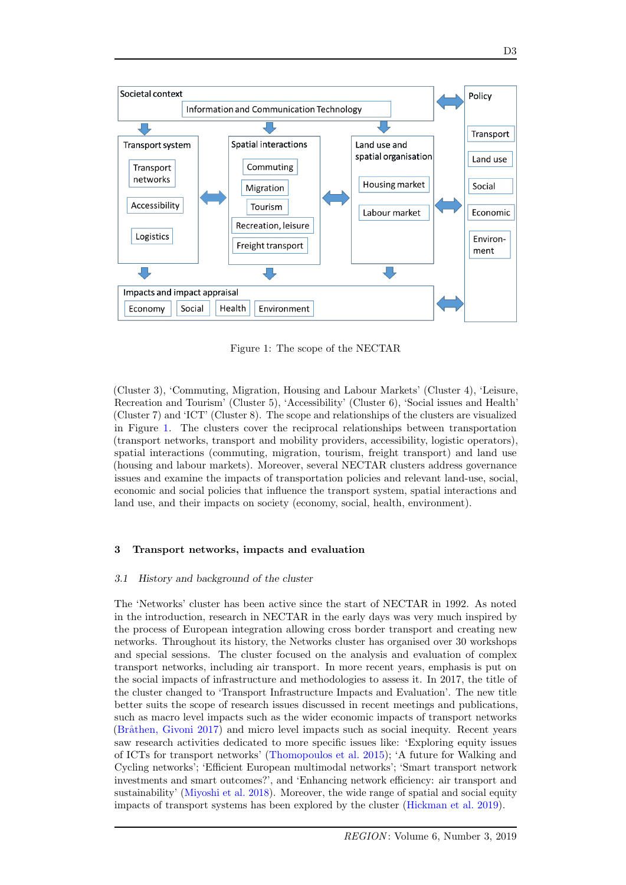Societal context

Information and Communication Technology

Transport system: Transport networks; Accessibility; Logistics

Spatial interactions: Commuting; Migration; Tourism; Recreation, leisure; Freight transport

Land use and spatial organisation: Housing market; Labour market

Policy: Transport; Land use; Social; Economic; Environment

Impacts and impact appraisal: Economy; Social; Health; Environment

Figure 1: The scope of the NECTAR

(Cluster 3), 'Commuting, Migration, Housing and Labour Markets' (Cluster 4), 'Leisure, Recreation and Tourism' (Cluster 5), 'Accessibility' (Cluster 6), 'Social issues and Health' (Cluster 7) and 'ICT' (Cluster 8). The scope and relationships of the clusters are visualized in Figure 1. The clusters cover the reciprocal relationships between transportation (transport networks, transport and mobility providers, accessibility, logistic operators), spatial interactions (commuting, migration, tourism, freight transport) and land use (housing and labour markets). Moreover, several NECTAR clusters address governance issues and examine the impacts of transportation policies and relevant land-use, social, economic and social policies that influence the transport system, spatial interactions and land use, and their impacts on society (economy, social, health, environment).

## 3 Transport networks, impacts and evaluation

### 3.1 *History and background of the cluster*

The 'Networks' cluster has been active since the start of NECTAR in 1992. As noted in the introduction, research in NECTAR in the early days was very much inspired by the process of European integration allowing cross border transport and creating new networks. Throughout its history, the Networks cluster has organised over 30 workshops and special sessions. The cluster focused on the analysis and evaluation of complex transport networks, including air transport. In more recent years, emphasis is put on the social impacts of infrastructure and methodologies to assess it. In 2017, the title of the cluster changed to 'Transport Infrastructure Impacts and Evaluation'. The new title better suits the scope of research issues discussed in recent meetings and publications, such as macro level impacts such as the wider economic impacts of transport networks (Bråthen, Givoni 2017) and micro level impacts such as social inequity. Recent years saw research activities dedicated to more specific issues like: 'Exploring equity issues of ICTs for transport networks' (Thomopoulos et al. 2015); 'A future for Walking and Cycling networks'; 'Efficient European multimodal networks'; 'Smart transport network investments and smart outcomes?', and 'Enhancing network efficiency: air transport and sustainability' (Miyoshi et al. 2018). Moreover, the wide range of spatial and social equity impacts of transport systems has been explored by the cluster (Hickman et al. 2019).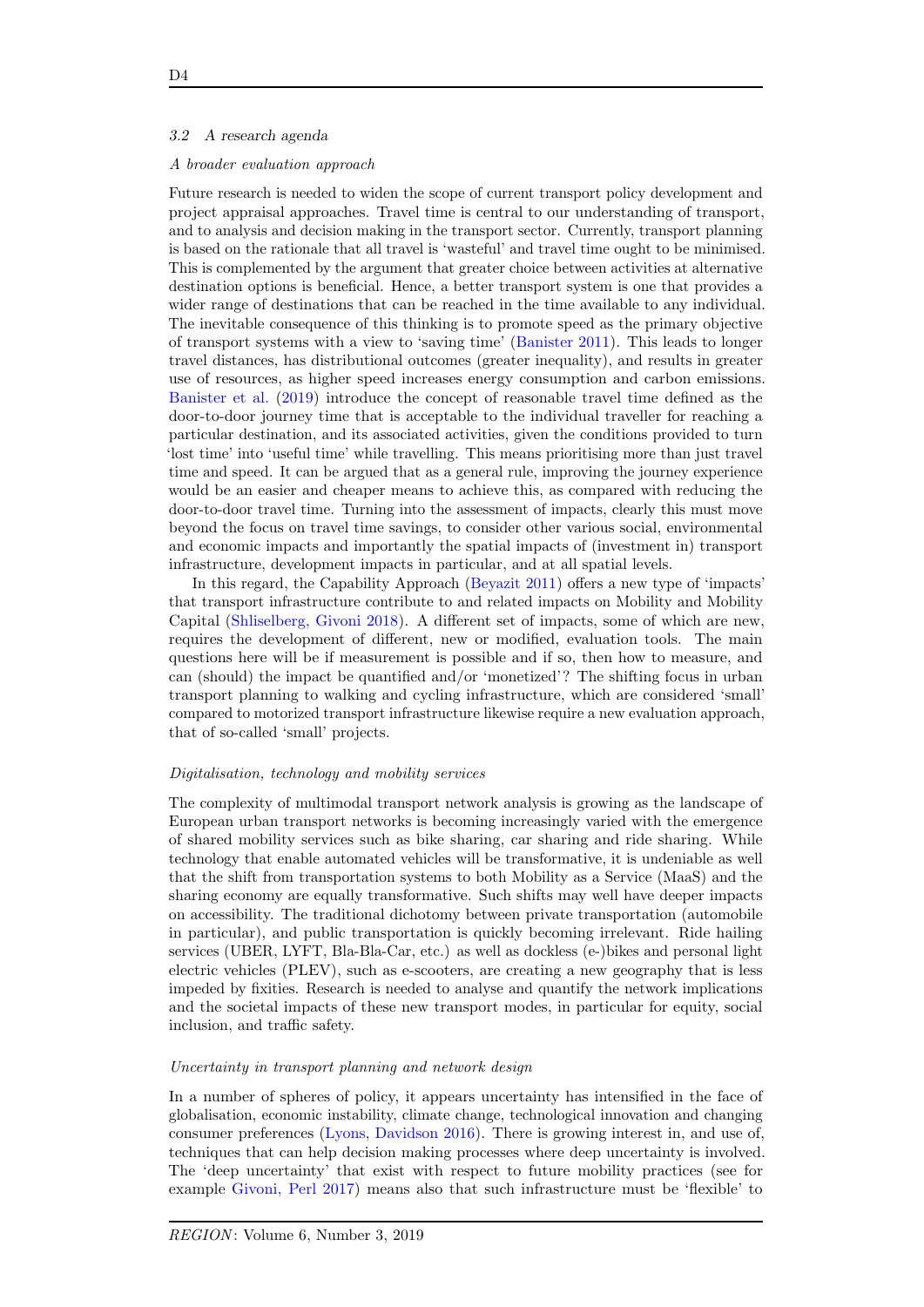### 3.2 *A research agenda*

*A broader evaluation approach*

Future research is needed to widen the scope of current transport policy development and project appraisal approaches. Travel time is central to our understanding of transport, and to analysis and decision making in the transport sector. Currently, transport planning is based on the rationale that all travel is 'wasteful' and travel time ought to be minimised. This is complemented by the argument that greater choice between activities at alternative destination options is beneficial. Hence, a better transport system is one that provides a wider range of destinations that can be reached in the time available to any individual. The inevitable consequence of this thinking is to promote speed as the primary objective of transport systems with a view to 'saving time' (Banister 2011). This leads to longer travel distances, has distributional outcomes (greater inequality), and results in greater use of resources, as higher speed increases energy consumption and carbon emissions. Banister et al. (2019) introduce the concept of reasonable travel time defined as the door-to-door journey time that is acceptable to the individual traveller for reaching a particular destination, and its associated activities, given the conditions provided to turn 'lost time' into 'useful time' while travelling. This means prioritising more than just travel time and speed. It can be argued that as a general rule, improving the journey experience would be an easier and cheaper means to achieve this, as compared with reducing the door-to-door travel time. Turning into the assessment of impacts, clearly this must move beyond the focus on travel time savings, to consider other various social, environmental and economic impacts and importantly the spatial impacts of (investment in) transport infrastructure, development impacts in particular, and at all spatial levels.

In this regard, the Capability Approach (Beyazit 2011) offers a new type of 'impacts' that transport infrastructure contribute to and related impacts on Mobility and Mobility Capital (Shliselberg, Givoni 2018). A different set of impacts, some of which are new, requires the development of different, new or modified, evaluation tools. The main questions here will be if measurement is possible and if so, then how to measure, and can (should) the impact be quantified and/or 'monetized'? The shifting focus in urban transport planning to walking and cycling infrastructure, which are considered 'small' compared to motorized transport infrastructure likewise require a new evaluation approach, that of so-called 'small' projects.

*Digitalisation, technology and mobility services*

The complexity of multimodal transport network analysis is growing as the landscape of European urban transport networks is becoming increasingly varied with the emergence of shared mobility services such as bike sharing, car sharing and ride sharing. While technology that enable automated vehicles will be transformative, it is undeniable as well that the shift from transportation systems to both Mobility as a Service (MaaS) and the sharing economy are equally transformative. Such shifts may well have deeper impacts on accessibility. The traditional dichotomy between private transportation (automobile in particular), and public transportation is quickly becoming irrelevant. Ride hailing services (UBER, LYFT, Bla-Bla-Car, etc.) as well as dockless (e-)bikes and personal light electric vehicles (PLEV), such as e-scooters, are creating a new geography that is less impeded by fixities. Research is needed to analyse and quantify the network implications and the societal impacts of these new transport modes, in particular for equity, social inclusion, and traffic safety.

*Uncertainty in transport planning and network design*

In a number of spheres of policy, it appears uncertainty has intensified in the face of globalisation, economic instability, climate change, technological innovation and changing consumer preferences (Lyons, Davidson 2016). There is growing interest in, and use of, techniques that can help decision making processes where deep uncertainty is involved. The 'deep uncertainty' that exist with respect to future mobility practices (see for example Givoni, Perl 2017) means also that such infrastructure must be 'flexible' to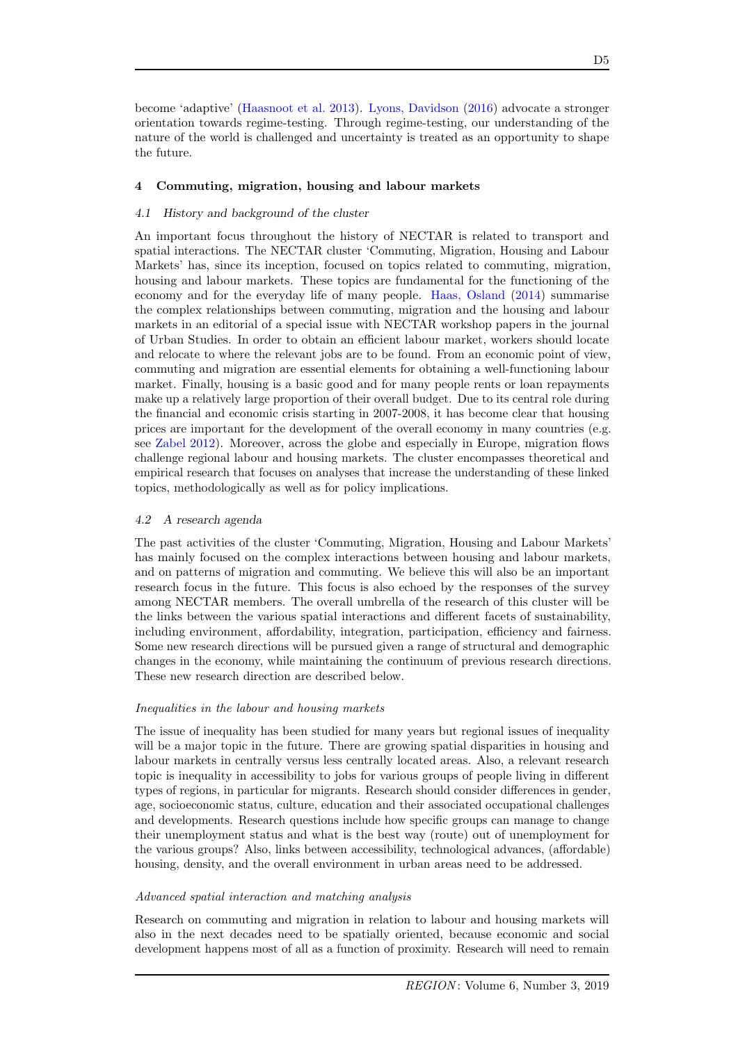become 'adaptive' (Haasnoot et al. 2013). Lyons, Davidson (2016) advocate a stronger orientation towards regime-testing. Through regime-testing, our understanding of the nature of the world is challenged and uncertainty is treated as an opportunity to shape the future.

## 4 Commuting, migration, housing and labour markets

### *4.1 History and background of the cluster*

An important focus throughout the history of NECTAR is related to transport and spatial interactions. The NECTAR cluster 'Commuting, Migration, Housing and Labour Markets' has, since its inception, focused on topics related to commuting, migration, housing and labour markets. These topics are fundamental for the functioning of the economy and for the everyday life of many people. Haas, Osland (2014) summarise the complex relationships between commuting, migration and the housing and labour markets in an editorial of a special issue with NECTAR workshop papers in the journal of Urban Studies. In order to obtain an efficient labour market, workers should locate and relocate to where the relevant jobs are to be found. From an economic point of view, commuting and migration are essential elements for obtaining a well-functioning labour market. Finally, housing is a basic good and for many people rents or loan repayments make up a relatively large proportion of their overall budget. Due to its central role during the financial and economic crisis starting in 2007-2008, it has become clear that housing prices are important for the development of the overall economy in many countries (e.g. see Zabel 2012). Moreover, across the globe and especially in Europe, migration flows challenge regional labour and housing markets. The cluster encompasses theoretical and empirical research that focuses on analyses that increase the understanding of these linked topics, methodologically as well as for policy implications.

### *4.2 A research agenda*

The past activities of the cluster 'Commuting, Migration, Housing and Labour Markets' has mainly focused on the complex interactions between housing and labour markets, and on patterns of migration and commuting. We believe this will also be an important research focus in the future. This focus is also echoed by the responses of the survey among NECTAR members. The overall umbrella of the research of this cluster will be the links between the various spatial interactions and different facets of sustainability, including environment, affordability, integration, participation, efficiency and fairness. Some new research directions will be pursued given a range of structural and demographic changes in the economy, while maintaining the continuum of previous research directions. These new research direction are described below.

*Inequalities in the labour and housing markets*

The issue of inequality has been studied for many years but regional issues of inequality will be a major topic in the future. There are growing spatial disparities in housing and labour markets in centrally versus less centrally located areas. Also, a relevant research topic is inequality in accessibility to jobs for various groups of people living in different types of regions, in particular for migrants. Research should consider differences in gender, age, socioeconomic status, culture, education and their associated occupational challenges and developments. Research questions include how specific groups can manage to change their unemployment status and what is the best way (route) out of unemployment for the various groups? Also, links between accessibility, technological advances, (affordable) housing, density, and the overall environment in urban areas need to be addressed.

*Advanced spatial interaction and matching analysis*

Research on commuting and migration in relation to labour and housing markets will also in the next decades need to be spatially oriented, because economic and social development happens most of all as a function of proximity. Research will need to remain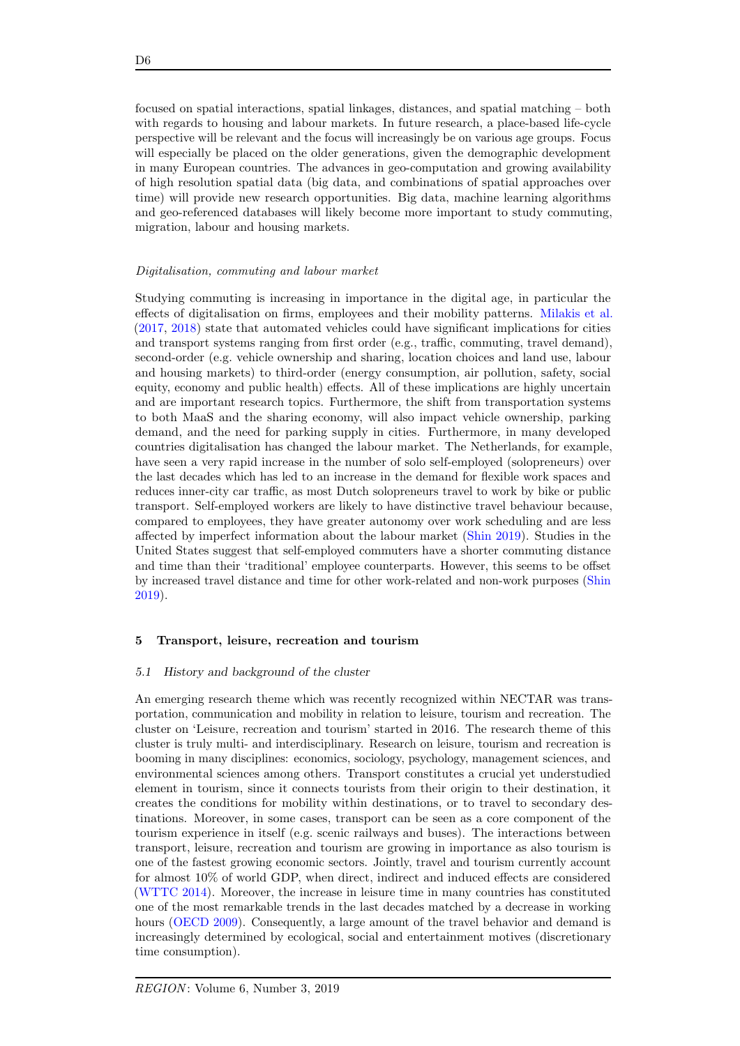focused on spatial interactions, spatial linkages, distances, and spatial matching – both with regards to housing and labour markets. In future research, a place-based life-cycle perspective will be relevant and the focus will increasingly be on various age groups. Focus will especially be placed on the older generations, given the demographic development in many European countries. The advances in geo-computation and growing availability of high resolution spatial data (big data, and combinations of spatial approaches over time) will provide new research opportunities. Big data, machine learning algorithms and geo-referenced databases will likely become more important to study commuting, migration, labour and housing markets.

*Digitalisation, commuting and labour market*

Studying commuting is increasing in importance in the digital age, in particular the effects of digitalisation on firms, employees and their mobility patterns. Milakis et al. (2017, 2018) state that automated vehicles could have significant implications for cities and transport systems ranging from first order (e.g., traffic, commuting, travel demand), second-order (e.g. vehicle ownership and sharing, location choices and land use, labour and housing markets) to third-order (energy consumption, air pollution, safety, social equity, economy and public health) effects. All of these implications are highly uncertain and are important research topics. Furthermore, the shift from transportation systems to both MaaS and the sharing economy, will also impact vehicle ownership, parking demand, and the need for parking supply in cities. Furthermore, in many developed countries digitalisation has changed the labour market. The Netherlands, for example, have seen a very rapid increase in the number of solo self-employed (solopreneurs) over the last decades which has led to an increase in the demand for flexible work spaces and reduces inner-city car traffic, as most Dutch solopreneurs travel to work by bike or public transport. Self-employed workers are likely to have distinctive travel behaviour because, compared to employees, they have greater autonomy over work scheduling and are less affected by imperfect information about the labour market (Shin 2019). Studies in the United States suggest that self-employed commuters have a shorter commuting distance and time than their 'traditional' employee counterparts. However, this seems to be offset by increased travel distance and time for other work-related and non-work purposes (Shin 2019).

## 5 Transport, leisure, recreation and tourism

### 5.1 History and background of the cluster

An emerging research theme which was recently recognized within NECTAR was transportation, communication and mobility in relation to leisure, tourism and recreation. The cluster on 'Leisure, recreation and tourism' started in 2016. The research theme of this cluster is truly multi- and interdisciplinary. Research on leisure, tourism and recreation is booming in many disciplines: economics, sociology, psychology, management sciences, and environmental sciences among others. Transport constitutes a crucial yet understudied element in tourism, since it connects tourists from their origin to their destination, it creates the conditions for mobility within destinations, or to travel to secondary destinations. Moreover, in some cases, transport can be seen as a core component of the tourism experience in itself (e.g. scenic railways and buses). The interactions between transport, leisure, recreation and tourism are growing in importance as also tourism is one of the fastest growing economic sectors. Jointly, travel and tourism currently account for almost 10% of world GDP, when direct, indirect and induced effects are considered (WTTC 2014). Moreover, the increase in leisure time in many countries has constituted one of the most remarkable trends in the last decades matched by a decrease in working hours (OECD 2009). Consequently, a large amount of the travel behavior and demand is increasingly determined by ecological, social and entertainment motives (discretionary time consumption).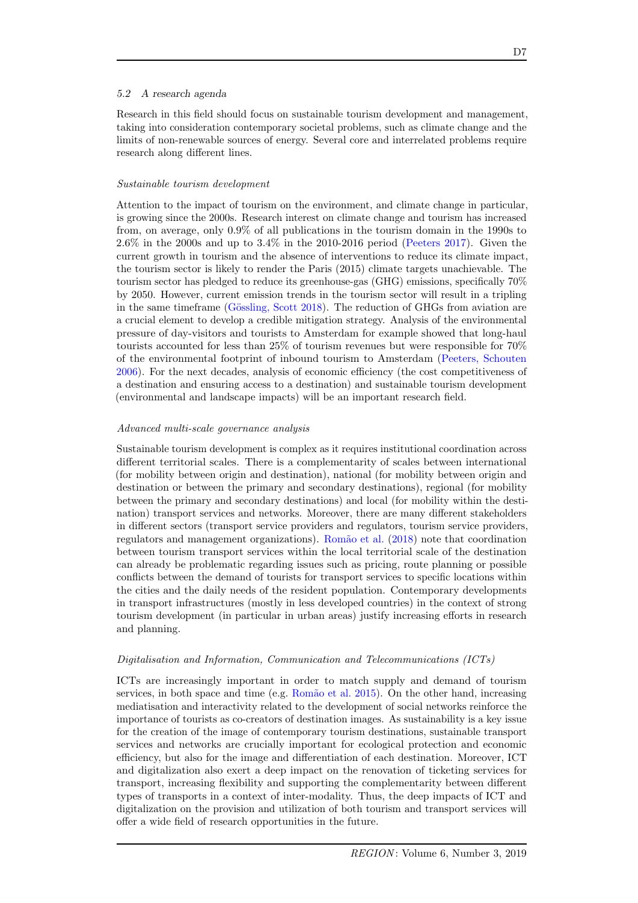### 5.2 *A research agenda*

Research in this field should focus on sustainable tourism development and management, taking into consideration contemporary societal problems, such as climate change and the limits of non-renewable sources of energy. Several core and interrelated problems require research along different lines.

*Sustainable tourism development*

Attention to the impact of tourism on the environment, and climate change in particular, is growing since the 2000s. Research interest on climate change and tourism has increased from, on average, only 0.9% of all publications in the tourism domain in the 1990s to 2.6% in the 2000s and up to 3.4% in the 2010-2016 period (Peeters 2017). Given the current growth in tourism and the absence of interventions to reduce its climate impact, the tourism sector is likely to render the Paris (2015) climate targets unachievable. The tourism sector has pledged to reduce its greenhouse-gas (GHG) emissions, specifically 70% by 2050. However, current emission trends in the tourism sector will result in a tripling in the same timeframe (Gössling, Scott 2018). The reduction of GHGs from aviation are a crucial element to develop a credible mitigation strategy. Analysis of the environmental pressure of day-visitors and tourists to Amsterdam for example showed that long-haul tourists accounted for less than 25% of tourism revenues but were responsible for 70% of the environmental footprint of inbound tourism to Amsterdam (Peeters, Schouten 2006). For the next decades, analysis of economic efficiency (the cost competitiveness of a destination and ensuring access to a destination) and sustainable tourism development (environmental and landscape impacts) will be an important research field.

*Advanced multi-scale governance analysis*

Sustainable tourism development is complex as it requires institutional coordination across different territorial scales. There is a complementarity of scales between international (for mobility between origin and destination), national (for mobility between origin and destination or between the primary and secondary destinations), regional (for mobility between the primary and secondary destinations) and local (for mobility within the destination) transport services and networks. Moreover, there are many different stakeholders in different sectors (transport service providers and regulators, tourism service providers, regulators and management organizations). Romão et al. (2018) note that coordination between tourism transport services within the local territorial scale of the destination can already be problematic regarding issues such as pricing, route planning or possible conflicts between the demand of tourists for transport services to specific locations within the cities and the daily needs of the resident population. Contemporary developments in transport infrastructures (mostly in less developed countries) in the context of strong tourism development (in particular in urban areas) justify increasing efforts in research and planning.

*Digitalisation and Information, Communication and Telecommunications (ICTs)*

ICTs are increasingly important in order to match supply and demand of tourism services, in both space and time (e.g. Romão et al. 2015). On the other hand, increasing mediatisation and interactivity related to the development of social networks reinforce the importance of tourists as co-creators of destination images. As sustainability is a key issue for the creation of the image of contemporary tourism destinations, sustainable transport services and networks are crucially important for ecological protection and economic efficiency, but also for the image and differentiation of each destination. Moreover, ICT and digitalization also exert a deep impact on the renovation of ticketing services for transport, increasing flexibility and supporting the complementarity between different types of transports in a context of inter-modality. Thus, the deep impacts of ICT and digitalization on the provision and utilization of both tourism and transport services will offer a wide field of research opportunities in the future.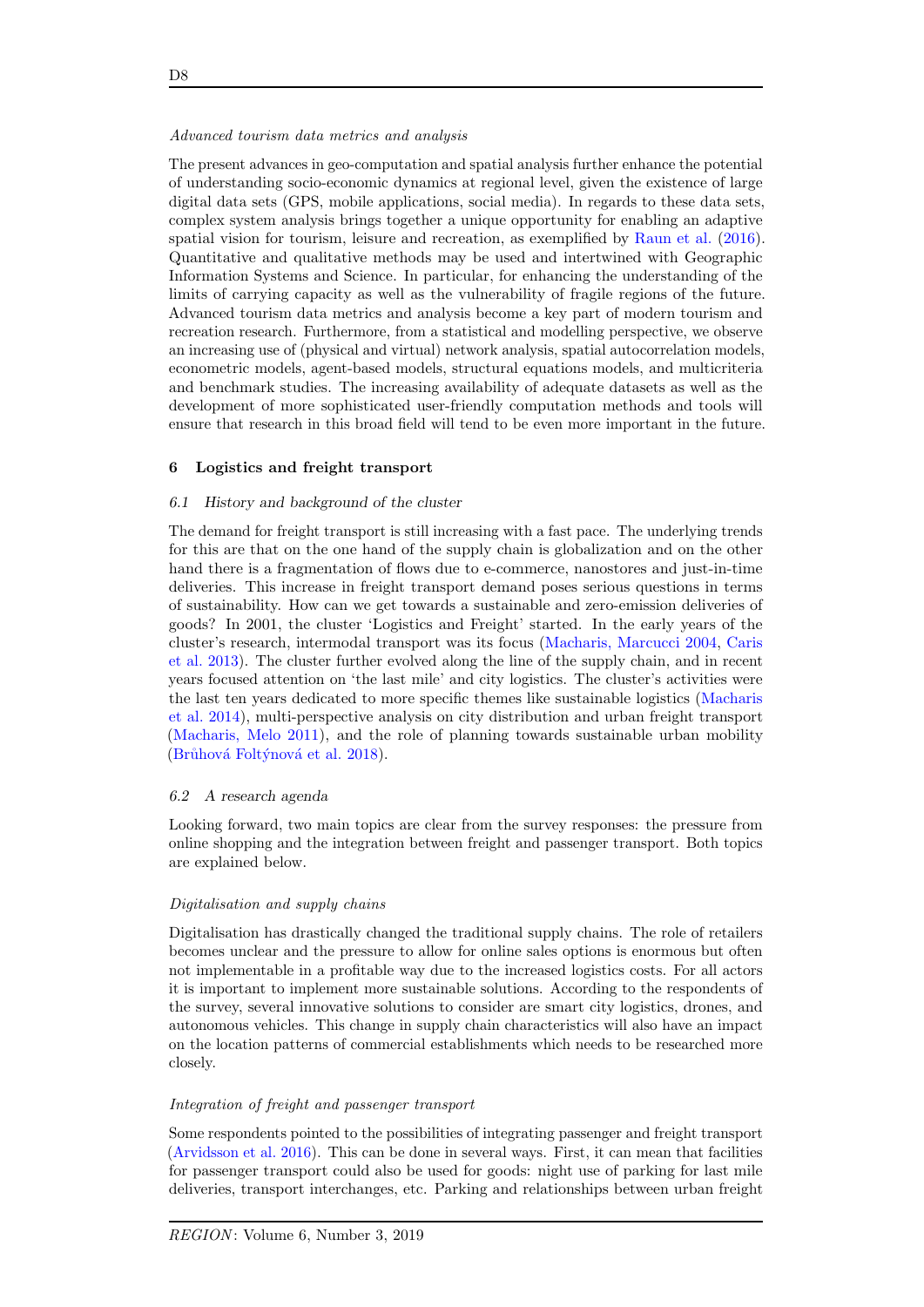*Advanced tourism data metrics and analysis*

The present advances in geo-computation and spatial analysis further enhance the potential of understanding socio-economic dynamics at regional level, given the existence of large digital data sets (GPS, mobile applications, social media). In regards to these data sets, complex system analysis brings together a unique opportunity for enabling an adaptive spatial vision for tourism, leisure and recreation, as exemplified by Raun et al. (2016). Quantitative and qualitative methods may be used and intertwined with Geographic Information Systems and Science. In particular, for enhancing the understanding of the limits of carrying capacity as well as the vulnerability of fragile regions of the future. Advanced tourism data metrics and analysis become a key part of modern tourism and recreation research. Furthermore, from a statistical and modelling perspective, we observe an increasing use of (physical and virtual) network analysis, spatial autocorrelation models, econometric models, agent-based models, structural equations models, and multicriteria and benchmark studies. The increasing availability of adequate datasets as well as the development of more sophisticated user-friendly computation methods and tools will ensure that research in this broad field will tend to be even more important in the future.

## 6 Logistics and freight transport

### 6.1 History and background of the cluster

The demand for freight transport is still increasing with a fast pace. The underlying trends for this are that on the one hand of the supply chain is globalization and on the other hand there is a fragmentation of flows due to e-commerce, nanostores and just-in-time deliveries. This increase in freight transport demand poses serious questions in terms of sustainability. How can we get towards a sustainable and zero-emission deliveries of goods? In 2001, the cluster 'Logistics and Freight' started. In the early years of the cluster's research, intermodal transport was its focus (Macharis, Marcucci 2004, Caris et al. 2013). The cluster further evolved along the line of the supply chain, and in recent years focused attention on 'the last mile' and city logistics. The cluster's activities were the last ten years dedicated to more specific themes like sustainable logistics (Macharis et al. 2014), multi-perspective analysis on city distribution and urban freight transport (Macharis, Melo 2011), and the role of planning towards sustainable urban mobility (Brůhová Foltýnová et al. 2018).

### 6.2 A research agenda

Looking forward, two main topics are clear from the survey responses: the pressure from online shopping and the integration between freight and passenger transport. Both topics are explained below.

*Digitalisation and supply chains*

Digitalisation has drastically changed the traditional supply chains. The role of retailers becomes unclear and the pressure to allow for online sales options is enormous but often not implementable in a profitable way due to the increased logistics costs. For all actors it is important to implement more sustainable solutions. According to the respondents of the survey, several innovative solutions to consider are smart city logistics, drones, and autonomous vehicles. This change in supply chain characteristics will also have an impact on the location patterns of commercial establishments which needs to be researched more closely.

*Integration of freight and passenger transport*

Some respondents pointed to the possibilities of integrating passenger and freight transport (Arvidsson et al. 2016). This can be done in several ways. First, it can mean that facilities for passenger transport could also be used for goods: night use of parking for last mile deliveries, transport interchanges, etc. Parking and relationships between urban freight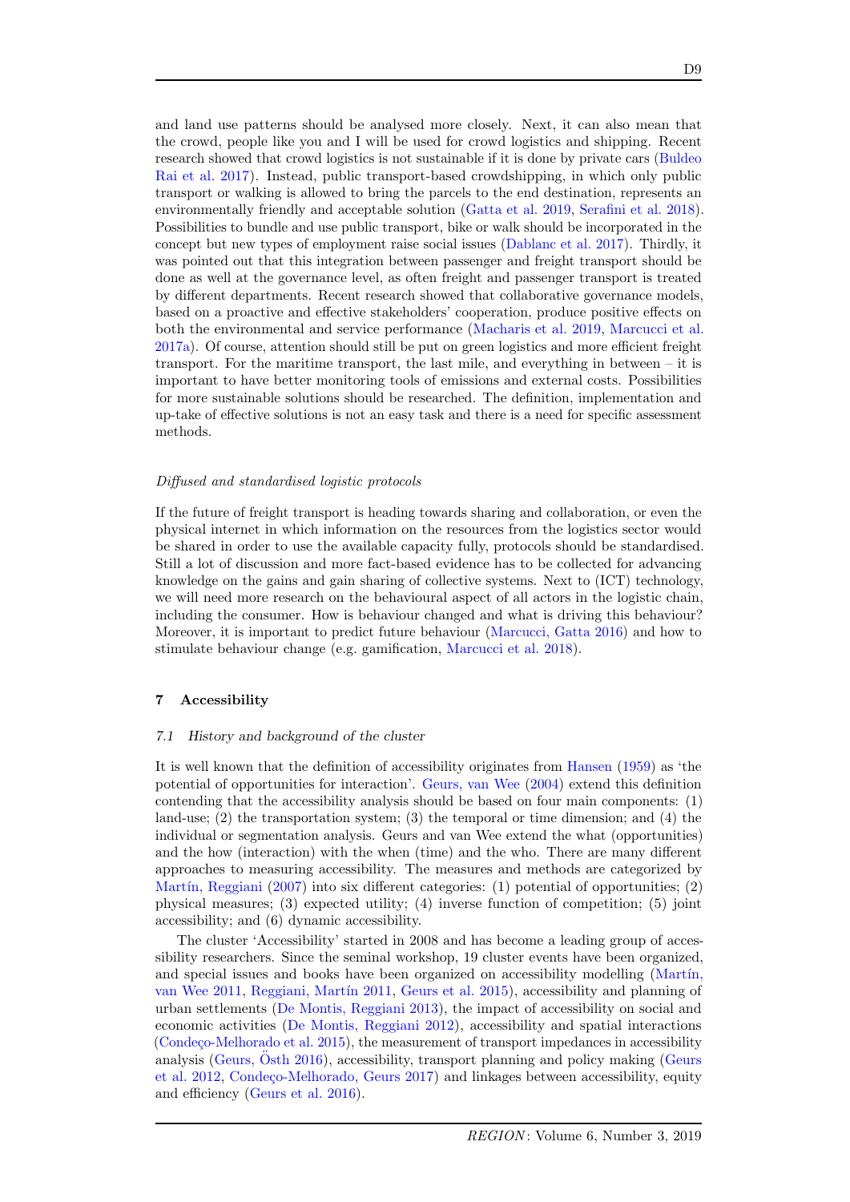and land use patterns should be analysed more closely. Next, it can also mean that the crowd, people like you and I will be used for crowd logistics and shipping. Recent research showed that crowd logistics is not sustainable if it is done by private cars (Buldeo Rai et al. 2017). Instead, public transport-based crowdshipping, in which only public transport or walking is allowed to bring the parcels to the end destination, represents an environmentally friendly and acceptable solution (Gatta et al. 2019, Serafini et al. 2018). Possibilities to bundle and use public transport, bike or walk should be incorporated in the concept but new types of employment raise social issues (Dablanc et al. 2017). Thirdly, it was pointed out that this integration between passenger and freight transport should be done as well at the governance level, as often freight and passenger transport is treated by different departments. Recent research showed that collaborative governance models, based on a proactive and effective stakeholders' cooperation, produce positive effects on both the environmental and service performance (Macharis et al. 2019, Marcucci et al. 2017a). Of course, attention should still be put on green logistics and more efficient freight transport. For the maritime transport, the last mile, and everything in between – it is important to have better monitoring tools of emissions and external costs. Possibilities for more sustainable solutions should be researched. The definition, implementation and up-take of effective solutions is not an easy task and there is a need for specific assessment methods.

*Diffused and standardised logistic protocols*

If the future of freight transport is heading towards sharing and collaboration, or even the physical internet in which information on the resources from the logistics sector would be shared in order to use the available capacity fully, protocols should be standardised. Still a lot of discussion and more fact-based evidence has to be collected for advancing knowledge on the gains and gain sharing of collective systems. Next to (ICT) technology, we will need more research on the behavioural aspect of all actors in the logistic chain, including the consumer. How is behaviour changed and what is driving this behaviour? Moreover, it is important to predict future behaviour (Marcucci, Gatta 2016) and how to stimulate behaviour change (e.g. gamification, Marcucci et al. 2018).

## 7 Accessibility

### *7.1 History and background of the cluster*

It is well known that the definition of accessibility originates from Hansen (1959) as 'the potential of opportunities for interaction'. Geurs, van Wee (2004) extend this definition contending that the accessibility analysis should be based on four main components: (1) land-use; (2) the transportation system; (3) the temporal or time dimension; and (4) the individual or segmentation analysis. Geurs and van Wee extend the what (opportunities) and the how (interaction) with the when (time) and the who. There are many different approaches to measuring accessibility. The measures and methods are categorized by Martín, Reggiani (2007) into six different categories: (1) potential of opportunities; (2) physical measures; (3) expected utility; (4) inverse function of competition; (5) joint accessibility; and (6) dynamic accessibility.

The cluster 'Accessibility' started in 2008 and has become a leading group of accessibility researchers. Since the seminal workshop, 19 cluster events have been organized, and special issues and books have been organized on accessibility modelling (Martín, van Wee 2011, Reggiani, Martín 2011, Geurs et al. 2015), accessibility and planning of urban settlements (De Montis, Reggiani 2013), the impact of accessibility on social and economic activities (De Montis, Reggiani 2012), accessibility and spatial interactions (Condeço-Melhorado et al. 2015), the measurement of transport impedances in accessibility analysis (Geurs, Östh 2016), accessibility, transport planning and policy making (Geurs et al. 2012, Condeço-Melhorado, Geurs 2017) and linkages between accessibility, equity and efficiency (Geurs et al. 2016).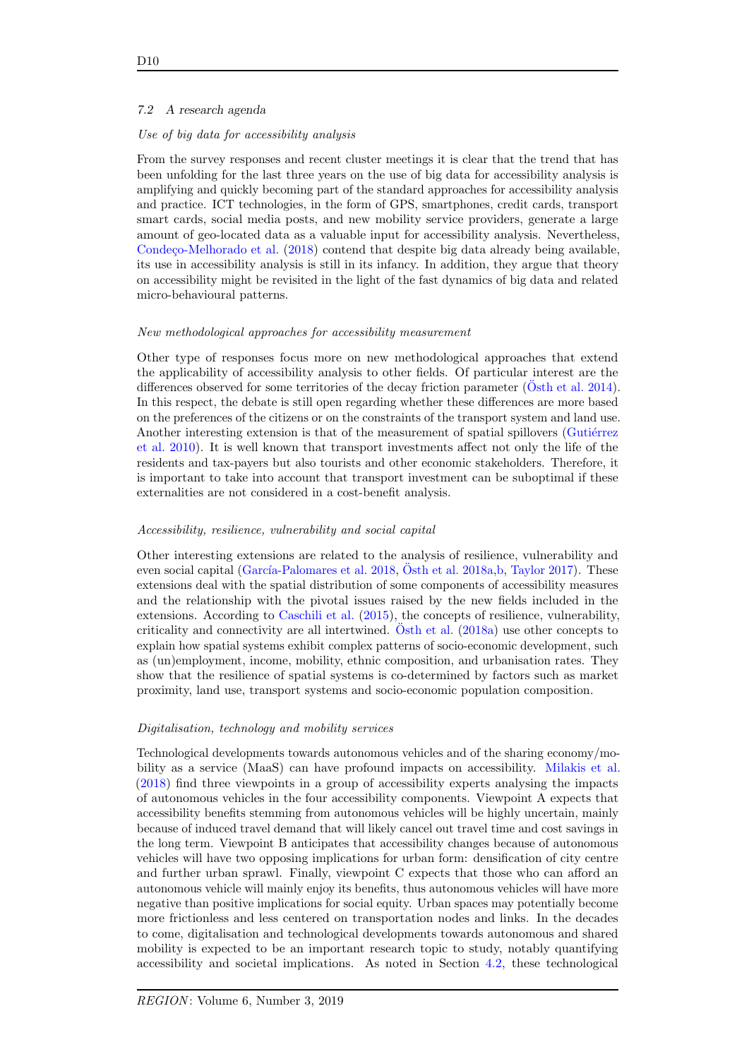### 7.2 *A research agenda*

*Use of big data for accessibility analysis*

From the survey responses and recent cluster meetings it is clear that the trend that has been unfolding for the last three years on the use of big data for accessibility analysis is amplifying and quickly becoming part of the standard approaches for accessibility analysis and practice. ICT technologies, in the form of GPS, smartphones, credit cards, transport smart cards, social media posts, and new mobility service providers, generate a large amount of geo-located data as a valuable input for accessibility analysis. Nevertheless, Condeço-Melhorado et al. (2018) contend that despite big data already being available, its use in accessibility analysis is still in its infancy. In addition, they argue that theory on accessibility might be revisited in the light of the fast dynamics of big data and related micro-behavioural patterns.

*New methodological approaches for accessibility measurement*

Other type of responses focus more on new methodological approaches that extend the applicability of accessibility analysis to other fields. Of particular interest are the differences observed for some territories of the decay friction parameter (Östh et al. 2014). In this respect, the debate is still open regarding whether these differences are more based on the preferences of the citizens or on the constraints of the transport system and land use. Another interesting extension is that of the measurement of spatial spillovers (Gutiérrez et al. 2010). It is well known that transport investments affect not only the life of the residents and tax-payers but also tourists and other economic stakeholders. Therefore, it is important to take into account that transport investment can be suboptimal if these externalities are not considered in a cost-benefit analysis.

*Accessibility, resilience, vulnerability and social capital*

Other interesting extensions are related to the analysis of resilience, vulnerability and even social capital (García-Palomares et al. 2018, Östh et al. 2018a,b, Taylor 2017). These extensions deal with the spatial distribution of some components of accessibility measures and the relationship with the pivotal issues raised by the new fields included in the extensions. According to Caschili et al. (2015), the concepts of resilience, vulnerability, criticality and connectivity are all intertwined. Östh et al. (2018a) use other concepts to explain how spatial systems exhibit complex patterns of socio-economic development, such as (un)employment, income, mobility, ethnic composition, and urbanisation rates. They show that the resilience of spatial systems is co-determined by factors such as market proximity, land use, transport systems and socio-economic population composition.

*Digitalisation, technology and mobility services*

Technological developments towards autonomous vehicles and of the sharing economy/mobility as a service (MaaS) can have profound impacts on accessibility. Milakis et al. (2018) find three viewpoints in a group of accessibility experts analysing the impacts of autonomous vehicles in the four accessibility components. Viewpoint A expects that accessibility benefits stemming from autonomous vehicles will be highly uncertain, mainly because of induced travel demand that will likely cancel out travel time and cost savings in the long term. Viewpoint B anticipates that accessibility changes because of autonomous vehicles will have two opposing implications for urban form: densification of city centre and further urban sprawl. Finally, viewpoint C expects that those who can afford an autonomous vehicle will mainly enjoy its benefits, thus autonomous vehicles will have more negative than positive implications for social equity. Urban spaces may potentially become more frictionless and less centered on transportation nodes and links. In the decades to come, digitalisation and technological developments towards autonomous and shared mobility is expected to be an important research topic to study, notably quantifying accessibility and societal implications. As noted in Section 4.2, these technological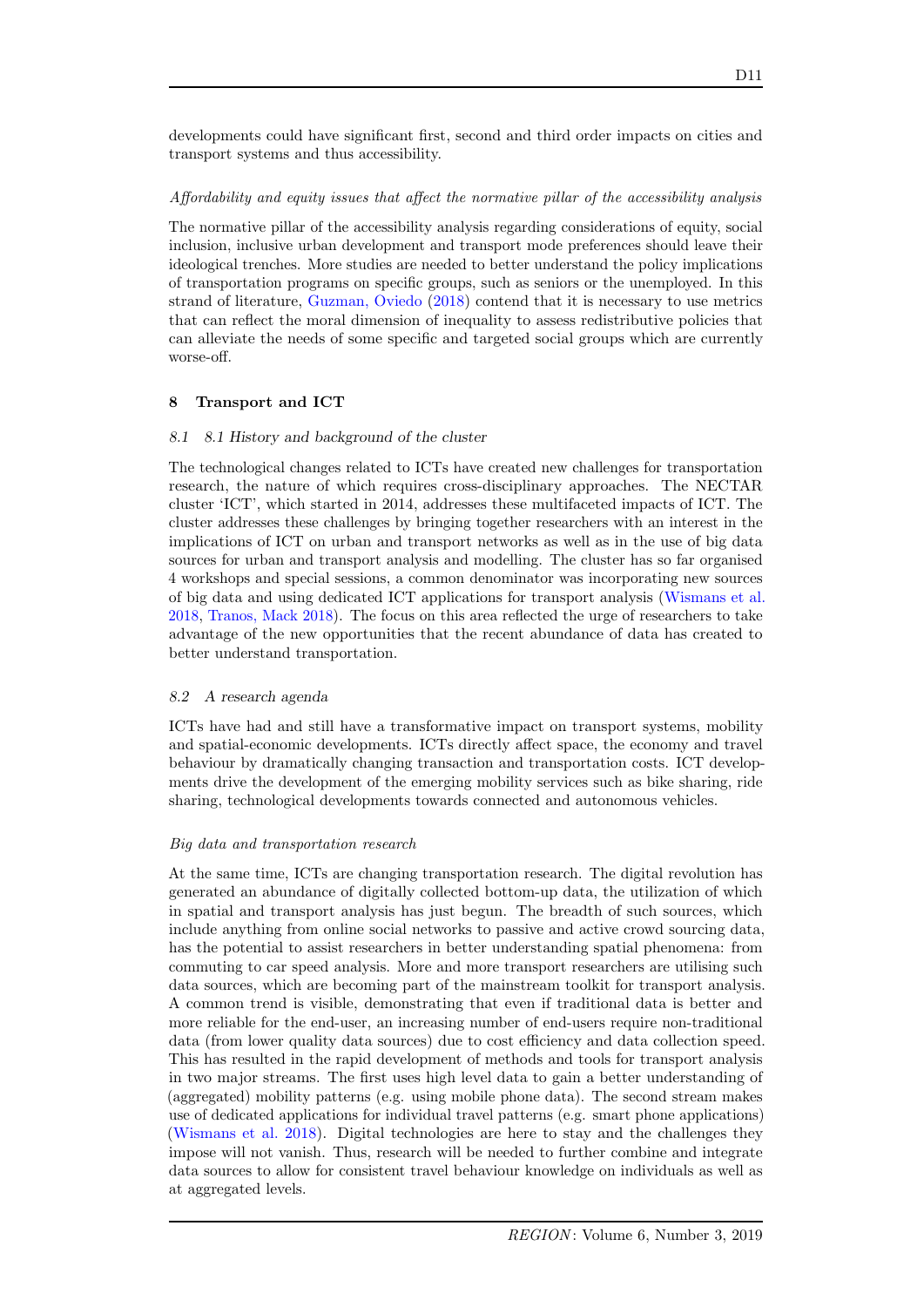developments could have significant first, second and third order impacts on cities and transport systems and thus accessibility.

*Affordability and equity issues that affect the normative pillar of the accessibility analysis*

The normative pillar of the accessibility analysis regarding considerations of equity, social inclusion, inclusive urban development and transport mode preferences should leave their ideological trenches. More studies are needed to better understand the policy implications of transportation programs on specific groups, such as seniors or the unemployed. In this strand of literature, Guzman, Oviedo (2018) contend that it is necessary to use metrics that can reflect the moral dimension of inequality to assess redistributive policies that can alleviate the needs of some specific and targeted social groups which are currently worse-off.

## 8 Transport and ICT

### 8.1 8.1 History and background of the cluster

The technological changes related to ICTs have created new challenges for transportation research, the nature of which requires cross-disciplinary approaches. The NECTAR cluster 'ICT', which started in 2014, addresses these multifaceted impacts of ICT. The cluster addresses these challenges by bringing together researchers with an interest in the implications of ICT on urban and transport networks as well as in the use of big data sources for urban and transport analysis and modelling. The cluster has so far organised 4 workshops and special sessions, a common denominator was incorporating new sources of big data and using dedicated ICT applications for transport analysis (Wismans et al. 2018, Tranos, Mack 2018). The focus on this area reflected the urge of researchers to take advantage of the new opportunities that the recent abundance of data has created to better understand transportation.

### 8.2 A research agenda

ICTs have had and still have a transformative impact on transport systems, mobility and spatial-economic developments. ICTs directly affect space, the economy and travel behaviour by dramatically changing transaction and transportation costs. ICT developments drive the development of the emerging mobility services such as bike sharing, ride sharing, technological developments towards connected and autonomous vehicles.

*Big data and transportation research*

At the same time, ICTs are changing transportation research. The digital revolution has generated an abundance of digitally collected bottom-up data, the utilization of which in spatial and transport analysis has just begun. The breadth of such sources, which include anything from online social networks to passive and active crowd sourcing data, has the potential to assist researchers in better understanding spatial phenomena: from commuting to car speed analysis. More and more transport researchers are utilising such data sources, which are becoming part of the mainstream toolkit for transport analysis. A common trend is visible, demonstrating that even if traditional data is better and more reliable for the end-user, an increasing number of end-users require non-traditional data (from lower quality data sources) due to cost efficiency and data collection speed. This has resulted in the rapid development of methods and tools for transport analysis in two major streams. The first uses high level data to gain a better understanding of (aggregated) mobility patterns (e.g. using mobile phone data). The second stream makes use of dedicated applications for individual travel patterns (e.g. smart phone applications) (Wismans et al. 2018). Digital technologies are here to stay and the challenges they impose will not vanish. Thus, research will be needed to further combine and integrate data sources to allow for consistent travel behaviour knowledge on individuals as well as at aggregated levels.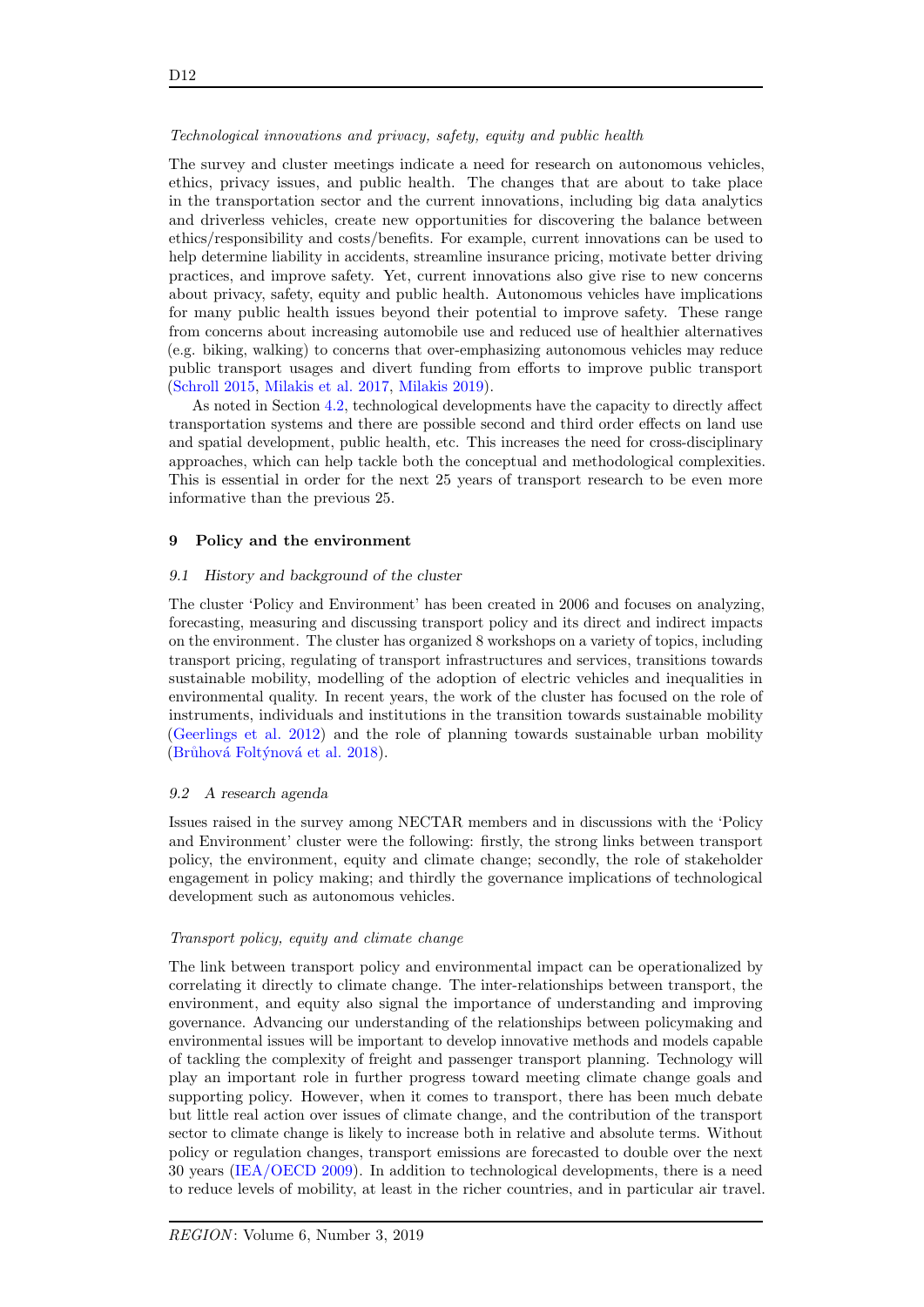*Technological innovations and privacy, safety, equity and public health*

The survey and cluster meetings indicate a need for research on autonomous vehicles, ethics, privacy issues, and public health. The changes that are about to take place in the transportation sector and the current innovations, including big data analytics and driverless vehicles, create new opportunities for discovering the balance between ethics/responsibility and costs/benefits. For example, current innovations can be used to help determine liability in accidents, streamline insurance pricing, motivate better driving practices, and improve safety. Yet, current innovations also give rise to new concerns about privacy, safety, equity and public health. Autonomous vehicles have implications for many public health issues beyond their potential to improve safety. These range from concerns about increasing automobile use and reduced use of healthier alternatives (e.g. biking, walking) to concerns that over-emphasizing autonomous vehicles may reduce public transport usages and divert funding from efforts to improve public transport (Schroll 2015, Milakis et al. 2017, Milakis 2019).

As noted in Section 4.2, technological developments have the capacity to directly affect transportation systems and there are possible second and third order effects on land use and spatial development, public health, etc. This increases the need for cross-disciplinary approaches, which can help tackle both the conceptual and methodological complexities. This is essential in order for the next 25 years of transport research to be even more informative than the previous 25.

## 9 Policy and the environment

### 9.1 History and background of the cluster

The cluster 'Policy and Environment' has been created in 2006 and focuses on analyzing, forecasting, measuring and discussing transport policy and its direct and indirect impacts on the environment. The cluster has organized 8 workshops on a variety of topics, including transport pricing, regulating of transport infrastructures and services, transitions towards sustainable mobility, modelling of the adoption of electric vehicles and inequalities in environmental quality. In recent years, the work of the cluster has focused on the role of instruments, individuals and institutions in the transition towards sustainable mobility (Geerlings et al. 2012) and the role of planning towards sustainable urban mobility (Brůhová Foltýnová et al. 2018).

### 9.2 A research agenda

Issues raised in the survey among NECTAR members and in discussions with the 'Policy and Environment' cluster were the following: firstly, the strong links between transport policy, the environment, equity and climate change; secondly, the role of stakeholder engagement in policy making; and thirdly the governance implications of technological development such as autonomous vehicles.

*Transport policy, equity and climate change*

The link between transport policy and environmental impact can be operationalized by correlating it directly to climate change. The inter-relationships between transport, the environment, and equity also signal the importance of understanding and improving governance. Advancing our understanding of the relationships between policymaking and environmental issues will be important to develop innovative methods and models capable of tackling the complexity of freight and passenger transport planning. Technology will play an important role in further progress toward meeting climate change goals and supporting policy. However, when it comes to transport, there has been much debate but little real action over issues of climate change, and the contribution of the transport sector to climate change is likely to increase both in relative and absolute terms. Without policy or regulation changes, transport emissions are forecasted to double over the next 30 years (IEA/OECD 2009). In addition to technological developments, there is a need to reduce levels of mobility, at least in the richer countries, and in particular air travel.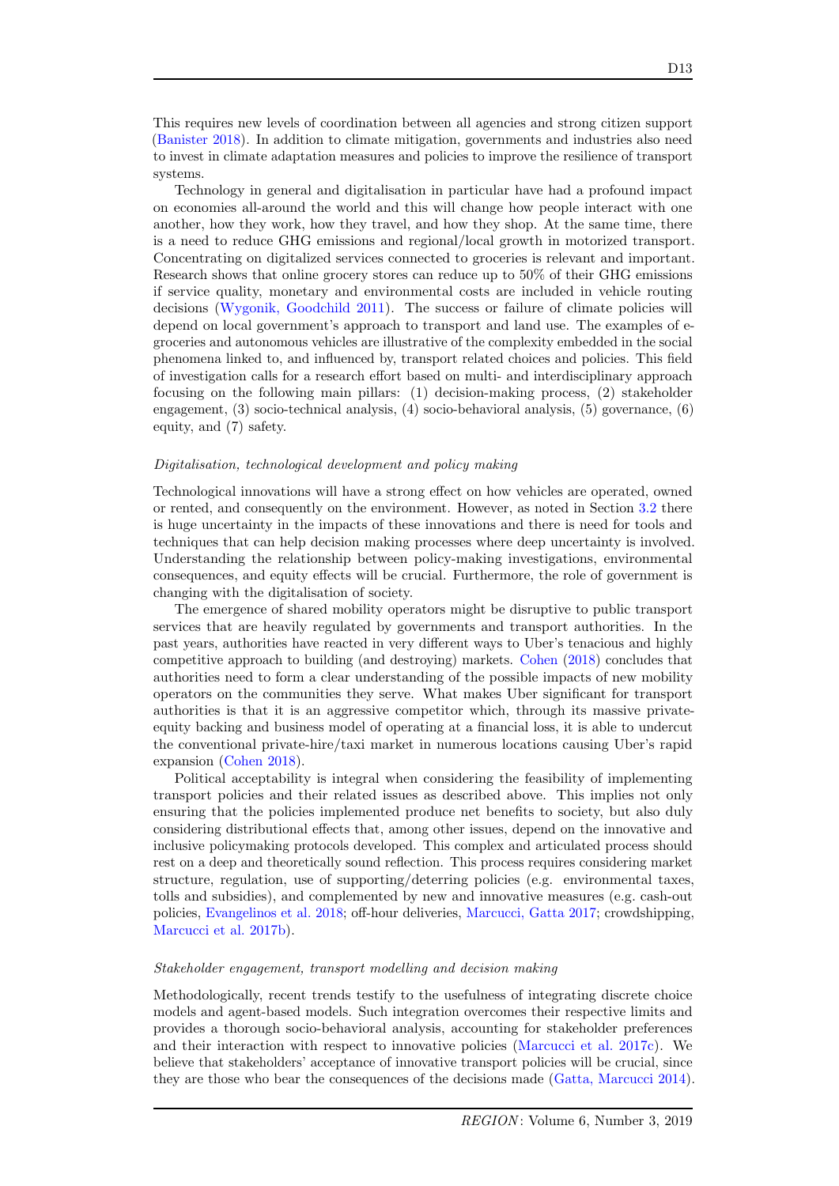This requires new levels of coordination between all agencies and strong citizen support (Banister 2018). In addition to climate mitigation, governments and industries also need to invest in climate adaptation measures and policies to improve the resilience of transport systems.

Technology in general and digitalisation in particular have had a profound impact on economies all-around the world and this will change how people interact with one another, how they work, how they travel, and how they shop. At the same time, there is a need to reduce GHG emissions and regional/local growth in motorized transport. Concentrating on digitalized services connected to groceries is relevant and important. Research shows that online grocery stores can reduce up to 50% of their GHG emissions if service quality, monetary and environmental costs are included in vehicle routing decisions (Wygonik, Goodchild 2011). The success or failure of climate policies will depend on local government's approach to transport and land use. The examples of e-groceries and autonomous vehicles are illustrative of the complexity embedded in the social phenomena linked to, and influenced by, transport related choices and policies. This field of investigation calls for a research effort based on multi- and interdisciplinary approach focusing on the following main pillars: (1) decision-making process, (2) stakeholder engagement, (3) socio-technical analysis, (4) socio-behavioral analysis, (5) governance, (6) equity, and (7) safety.

*Digitalisation, technological development and policy making*

Technological innovations will have a strong effect on how vehicles are operated, owned or rented, and consequently on the environment. However, as noted in Section 3.2 there is huge uncertainty in the impacts of these innovations and there is need for tools and techniques that can help decision making processes where deep uncertainty is involved. Understanding the relationship between policy-making investigations, environmental consequences, and equity effects will be crucial. Furthermore, the role of government is changing with the digitalisation of society.

The emergence of shared mobility operators might be disruptive to public transport services that are heavily regulated by governments and transport authorities. In the past years, authorities have reacted in very different ways to Uber's tenacious and highly competitive approach to building (and destroying) markets. Cohen (2018) concludes that authorities need to form a clear understanding of the possible impacts of new mobility operators on the communities they serve. What makes Uber significant for transport authorities is that it is an aggressive competitor which, through its massive private-equity backing and business model of operating at a financial loss, it is able to undercut the conventional private-hire/taxi market in numerous locations causing Uber's rapid expansion (Cohen 2018).

Political acceptability is integral when considering the feasibility of implementing transport policies and their related issues as described above. This implies not only ensuring that the policies implemented produce net benefits to society, but also duly considering distributional effects that, among other issues, depend on the innovative and inclusive policymaking protocols developed. This complex and articulated process should rest on a deep and theoretically sound reflection. This process requires considering market structure, regulation, use of supporting/deterring policies (e.g. environmental taxes, tolls and subsidies), and complemented by new and innovative measures (e.g. cash-out policies, Evangelinos et al. 2018; off-hour deliveries, Marcucci, Gatta 2017; crowdshipping, Marcucci et al. 2017b).

*Stakeholder engagement, transport modelling and decision making*

Methodologically, recent trends testify to the usefulness of integrating discrete choice models and agent-based models. Such integration overcomes their respective limits and provides a thorough socio-behavioral analysis, accounting for stakeholder preferences and their interaction with respect to innovative policies (Marcucci et al. 2017c). We believe that stakeholders' acceptance of innovative transport policies will be crucial, since they are those who bear the consequences of the decisions made (Gatta, Marcucci 2014).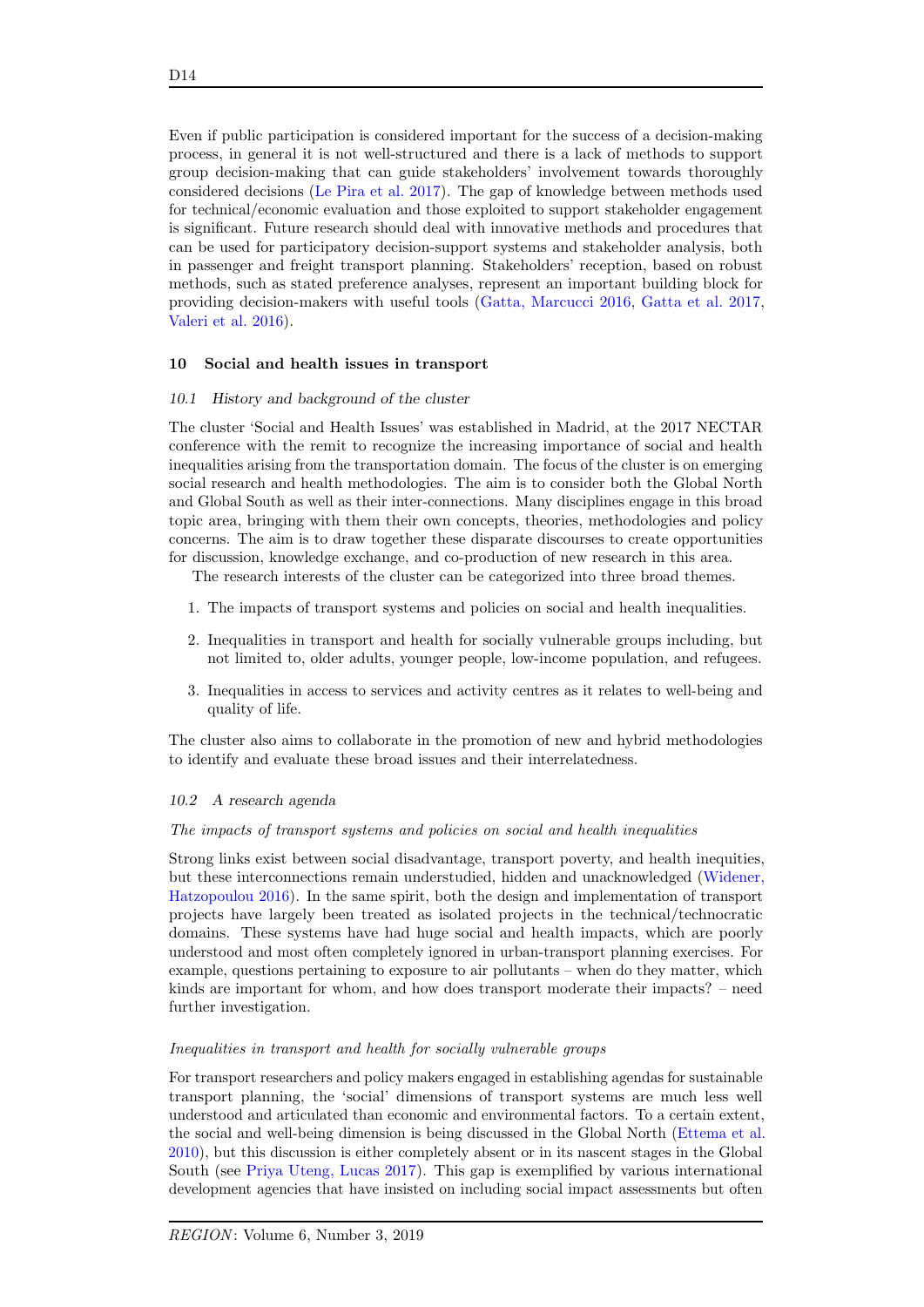Even if public participation is considered important for the success of a decision-making process, in general it is not well-structured and there is a lack of methods to support group decision-making that can guide stakeholders' involvement towards thoroughly considered decisions (Le Pira et al. 2017). The gap of knowledge between methods used for technical/economic evaluation and those exploited to support stakeholder engagement is significant. Future research should deal with innovative methods and procedures that can be used for participatory decision-support systems and stakeholder analysis, both in passenger and freight transport planning. Stakeholders' reception, based on robust methods, such as stated preference analyses, represent an important building block for providing decision-makers with useful tools (Gatta, Marcucci 2016, Gatta et al. 2017, Valeri et al. 2016).

## 10 Social and health issues in transport

### *10.1 History and background of the cluster*

The cluster 'Social and Health Issues' was established in Madrid, at the 2017 NECTAR conference with the remit to recognize the increasing importance of social and health inequalities arising from the transportation domain. The focus of the cluster is on emerging social research and health methodologies. The aim is to consider both the Global North and Global South as well as their inter-connections. Many disciplines engage in this broad topic area, bringing with them their own concepts, theories, methodologies and policy concerns. The aim is to draw together these disparate discourses to create opportunities for discussion, knowledge exchange, and co-production of new research in this area.

The research interests of the cluster can be categorized into three broad themes.

1. The impacts of transport systems and policies on social and health inequalities.
2. Inequalities in transport and health for socially vulnerable groups including, but not limited to, older adults, younger people, low-income population, and refugees.
3. Inequalities in access to services and activity centres as it relates to well-being and quality of life.

The cluster also aims to collaborate in the promotion of new and hybrid methodologies to identify and evaluate these broad issues and their interrelatedness.

### *10.2 A research agenda*

*The impacts of transport systems and policies on social and health inequalities*

Strong links exist between social disadvantage, transport poverty, and health inequities, but these interconnections remain understudied, hidden and unacknowledged (Widener, Hatzopoulou 2016). In the same spirit, both the design and implementation of transport projects have largely been treated as isolated projects in the technical/technocratic domains. These systems have had huge social and health impacts, which are poorly understood and most often completely ignored in urban-transport planning exercises. For example, questions pertaining to exposure to air pollutants – when do they matter, which kinds are important for whom, and how does transport moderate their impacts? – need further investigation.

*Inequalities in transport and health for socially vulnerable groups*

For transport researchers and policy makers engaged in establishing agendas for sustainable transport planning, the 'social' dimensions of transport systems are much less well understood and articulated than economic and environmental factors. To a certain extent, the social and well-being dimension is being discussed in the Global North (Ettema et al. 2010), but this discussion is either completely absent or in its nascent stages in the Global South (see Priya Uteng, Lucas 2017). This gap is exemplified by various international development agencies that have insisted on including social impact assessments but often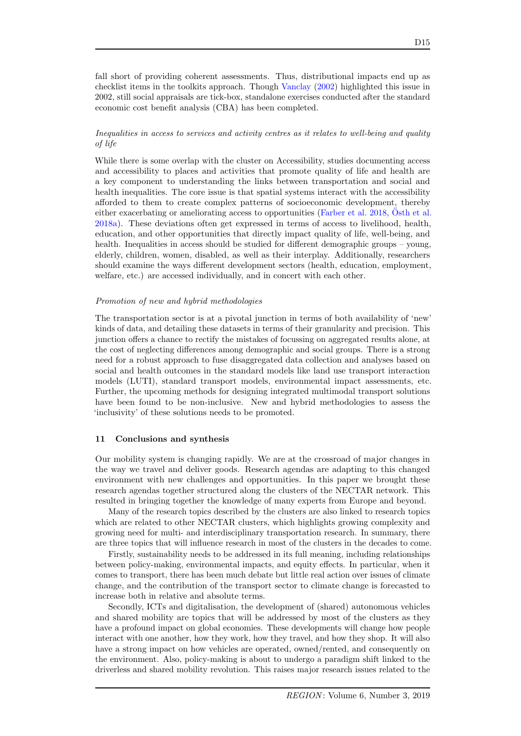fall short of providing coherent assessments. Thus, distributional impacts end up as checklist items in the toolkits approach. Though Vanclay (2002) highlighted this issue in 2002, still social appraisals are tick-box, standalone exercises conducted after the standard economic cost benefit analysis (CBA) has been completed.

*Inequalities in access to services and activity centres as it relates to well-being and quality of life*

While there is some overlap with the cluster on Accessibility, studies documenting access and accessibility to places and activities that promote quality of life and health are a key component to understanding the links between transportation and social and health inequalities. The core issue is that spatial systems interact with the accessibility afforded to them to create complex patterns of socioeconomic development, thereby either exacerbating or ameliorating access to opportunities (Farber et al. 2018, Östh et al. 2018a). These deviations often get expressed in terms of access to livelihood, health, education, and other opportunities that directly impact quality of life, well-being, and health. Inequalities in access should be studied for different demographic groups – young, elderly, children, women, disabled, as well as their interplay. Additionally, researchers should examine the ways different development sectors (health, education, employment, welfare, etc.) are accessed individually, and in concert with each other.

*Promotion of new and hybrid methodologies*

The transportation sector is at a pivotal junction in terms of both availability of 'new' kinds of data, and detailing these datasets in terms of their granularity and precision. This junction offers a chance to rectify the mistakes of focussing on aggregated results alone, at the cost of neglecting differences among demographic and social groups. There is a strong need for a robust approach to fuse disaggregated data collection and analyses based on social and health outcomes in the standard models like land use transport interaction models (LUTI), standard transport models, environmental impact assessments, etc. Further, the upcoming methods for designing integrated multimodal transport solutions have been found to be non-inclusive. New and hybrid methodologies to assess the 'inclusivity' of these solutions needs to be promoted.

## 11 Conclusions and synthesis

Our mobility system is changing rapidly. We are at the crossroad of major changes in the way we travel and deliver goods. Research agendas are adapting to this changed environment with new challenges and opportunities. In this paper we brought these research agendas together structured along the clusters of the NECTAR network. This resulted in bringing together the knowledge of many experts from Europe and beyond.

Many of the research topics described by the clusters are also linked to research topics which are related to other NECTAR clusters, which highlights growing complexity and growing need for multi- and interdisciplinary transportation research. In summary, there are three topics that will influence research in most of the clusters in the decades to come.

Firstly, sustainability needs to be addressed in its full meaning, including relationships between policy-making, environmental impacts, and equity effects. In particular, when it comes to transport, there has been much debate but little real action over issues of climate change, and the contribution of the transport sector to climate change is forecasted to increase both in relative and absolute terms.

Secondly, ICTs and digitalisation, the development of (shared) autonomous vehicles and shared mobility are topics that will be addressed by most of the clusters as they have a profound impact on global economies. These developments will change how people interact with one another, how they work, how they travel, and how they shop. It will also have a strong impact on how vehicles are operated, owned/rented, and consequently on the environment. Also, policy-making is about to undergo a paradigm shift linked to the driverless and shared mobility revolution. This raises major research issues related to the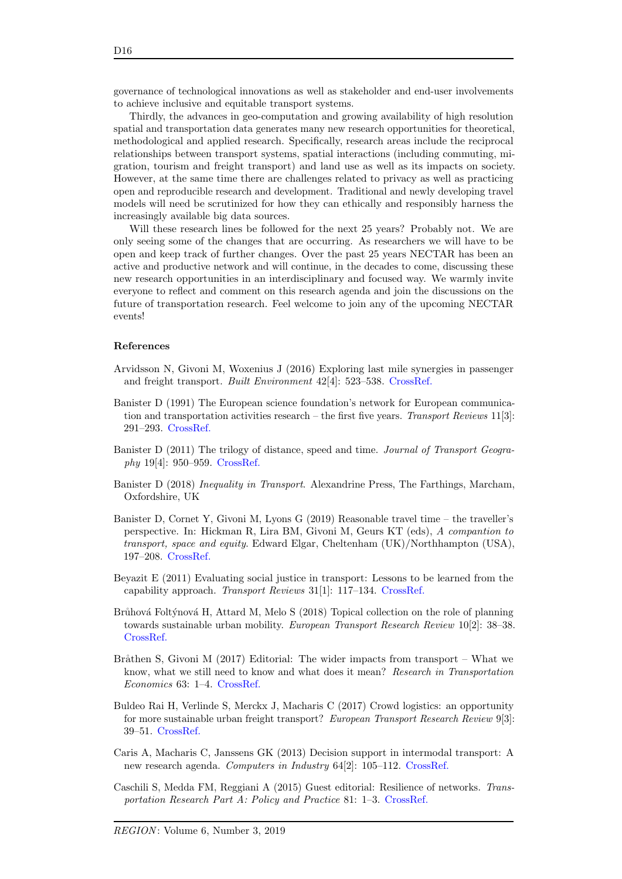governance of technological innovations as well as stakeholder and end-user involvements to achieve inclusive and equitable transport systems.

Thirdly, the advances in geo-computation and growing availability of high resolution spatial and transportation data generates many new research opportunities for theoretical, methodological and applied research. Specifically, research areas include the reciprocal relationships between transport systems, spatial interactions (including commuting, migration, tourism and freight transport) and land use as well as its impacts on society. However, at the same time there are challenges related to privacy as well as practicing open and reproducible research and development. Traditional and newly developing travel models will need be scrutinized for how they can ethically and responsibly harness the increasingly available big data sources.

Will these research lines be followed for the next 25 years? Probably not. We are only seeing some of the changes that are occurring. As researchers we will have to be open and keep track of further changes. Over the past 25 years NECTAR has been an active and productive network and will continue, in the decades to come, discussing these new research opportunities in an interdisciplinary and focused way. We warmly invite everyone to reflect and comment on this research agenda and join the discussions on the future of transportation research. Feel welcome to join any of the upcoming NECTAR events!

### References

Arvidsson N, Givoni M, Woxenius J (2016) Exploring last mile synergies in passenger and freight transport. *Built Environment* 42[4]: 523–538. CrossRef.

Banister D (1991) The European science foundation's network for European communication and transportation activities research – the first five years. *Transport Reviews* 11[3]: 291–293. CrossRef.

Banister D (2011) The trilogy of distance, speed and time. *Journal of Transport Geography* 19[4]: 950–959. CrossRef.

Banister D (2018) *Inequality in Transport*. Alexandrine Press, The Farthings, Marcham, Oxfordshire, UK

Banister D, Cornet Y, Givoni M, Lyons G (2019) Reasonable travel time – the traveller's perspective. In: Hickman R, Lira BM, Givoni M, Geurs KT (eds), *A comption to transport, space and equity*. Edward Elgar, Cheltenham (UK)/Northhampton (USA), 197–208. CrossRef.

Beyazit E (2011) Evaluating social justice in transport: Lessons to be learned from the capability approach. *Transport Reviews* 31[1]: 117–134. CrossRef.

Brůhová Foltýnová H, Attard M, Melo S (2018) Topical collection on the role of planning towards sustainable urban mobility. *European Transport Research Review* 10[2]: 38–38. CrossRef.

Bråthen S, Givoni M (2017) Editorial: The wider impacts from transport – What we know, what we still need to know and what does it mean? *Research in Transportation Economics* 63: 1–4. CrossRef.

Buldeo Rai H, Verlinde S, Merckx J, Macharis C (2017) Crowd logistics: an opportunity for more sustainable urban freight transport? *European Transport Research Review* 9[3]: 39–51. CrossRef.

Caris A, Macharis C, Janssens GK (2013) Decision support in intermodal transport: A new research agenda. *Computers in Industry* 64[2]: 105–112. CrossRef.

Caschili S, Medda FM, Reggiani A (2015) Guest editorial: Resilience of networks. *Transportation Research Part A: Policy and Practice* 81: 1–3. CrossRef.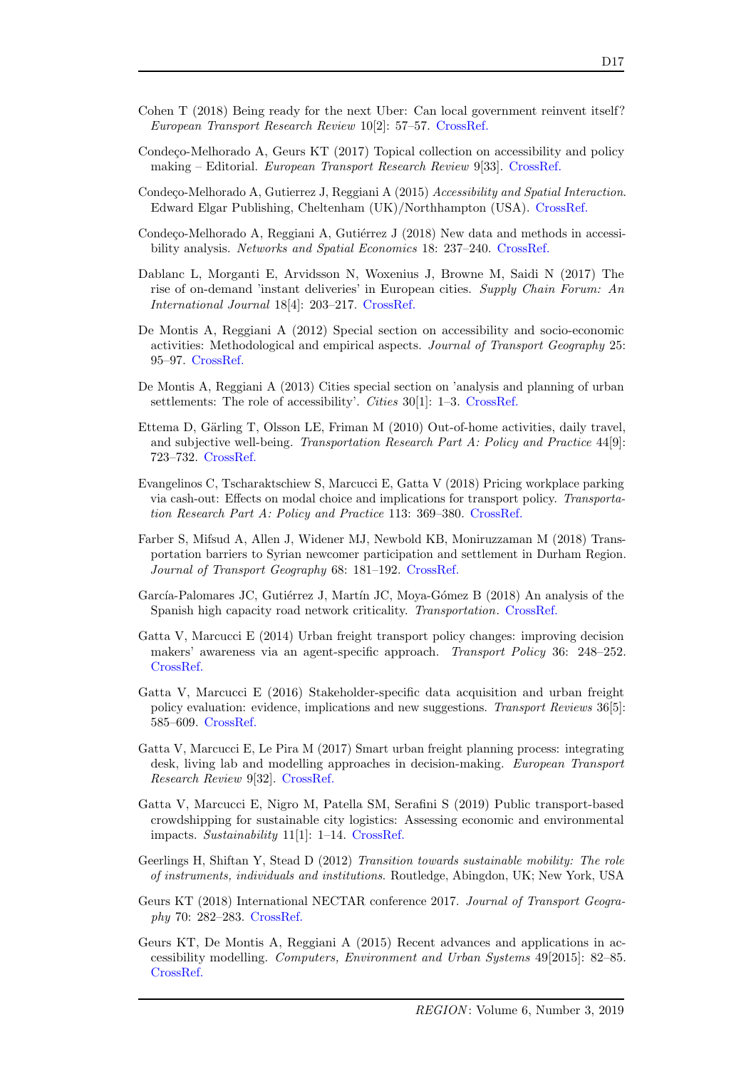Cohen T (2018) Being ready for the next Uber: Can local government reinvent itself? *European Transport Research Review* 10[2]: 57–57. CrossRef.

Condeço-Melhorado A, Geurs KT (2017) Topical collection on accessibility and policy making – Editorial. *European Transport Research Review* 9[33]. CrossRef.

Condeço-Melhorado A, Gutierrez J, Reggiani A (2015) *Accessibility and Spatial Interaction*. Edward Elgar Publishing, Cheltenham (UK)/Northhampton (USA). CrossRef.

Condeço-Melhorado A, Reggiani A, Gutiérrez J (2018) New data and methods in accessibility analysis. *Networks and Spatial Economics* 18: 237–240. CrossRef.

Dablanc L, Morganti E, Arvidsson N, Woxenius J, Browne M, Saidi N (2017) The rise of on-demand 'instant deliveries' in European cities. *Supply Chain Forum: An International Journal* 18[4]: 203–217. CrossRef.

De Montis A, Reggiani A (2012) Special section on accessibility and socio-economic activities: Methodological and empirical aspects. *Journal of Transport Geography* 25: 95–97. CrossRef.

De Montis A, Reggiani A (2013) Cities special section on 'analysis and planning of urban settlements: The role of accessibility'. *Cities* 30[1]: 1–3. CrossRef.

Ettema D, Gärling T, Olsson LE, Friman M (2010) Out-of-home activities, daily travel, and subjective well-being. *Transportation Research Part A: Policy and Practice* 44[9]: 723–732. CrossRef.

Evangelinos C, Tscharaktschiew S, Marcucci E, Gatta V (2018) Pricing workplace parking via cash-out: Effects on modal choice and implications for transport policy. *Transportation Research Part A: Policy and Practice* 113: 369–380. CrossRef.

Farber S, Mifsud A, Allen J, Widener MJ, Newbold KB, Moniruzzaman M (2018) Transportation barriers to Syrian newcomer participation and settlement in Durham Region. *Journal of Transport Geography* 68: 181–192. CrossRef.

García-Palomares JC, Gutiérrez J, Martín JC, Moya-Gómez B (2018) An analysis of the Spanish high capacity road network criticality. *Transportation*. CrossRef.

Gatta V, Marcucci E (2014) Urban freight transport policy changes: improving decision makers' awareness via an agent-specific approach. *Transport Policy* 36: 248–252. CrossRef.

Gatta V, Marcucci E (2016) Stakeholder-specific data acquisition and urban freight policy evaluation: evidence, implications and new suggestions. *Transport Reviews* 36[5]: 585–609. CrossRef.

Gatta V, Marcucci E, Le Pira M (2017) Smart urban freight planning process: integrating desk, living lab and modelling approaches in decision-making. *European Transport Research Review* 9[32]. CrossRef.

Gatta V, Marcucci E, Nigro M, Patella SM, Serafini S (2019) Public transport-based crowdshipping for sustainable city logistics: Assessing economic and environmental impacts. *Sustainability* 11[1]: 1–14. CrossRef.

Geerlings H, Shiftan Y, Stead D (2012) *Transition towards sustainable mobility: The role of instruments, individuals and institutions*. Routledge, Abingdon, UK; New York, USA

Geurs KT (2018) International NECTAR conference 2017. *Journal of Transport Geography* 70: 282–283. CrossRef.

Geurs KT, De Montis A, Reggiani A (2015) Recent advances and applications in accessibility modelling. *Computers, Environment and Urban Systems* 49[2015]: 82–85. CrossRef.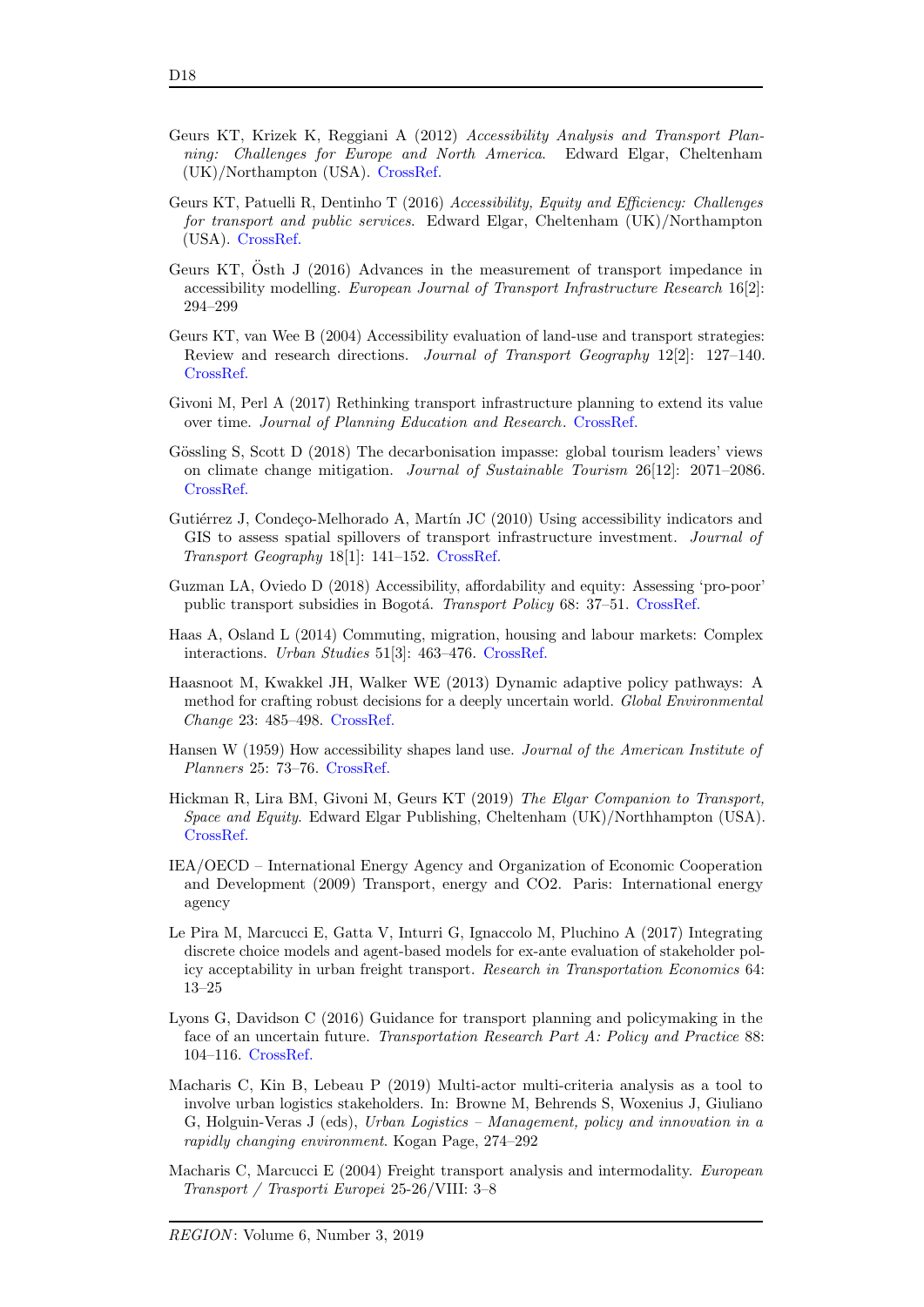Geurs KT, Krizek K, Reggiani A (2012) *Accessibility Analysis and Transport Planning: Challenges for Europe and North America*. Edward Elgar, Cheltenham (UK)/Northampton (USA). CrossRef.

Geurs KT, Patuelli R, Dentinho T (2016) *Accessibility, Equity and Efficiency: Challenges for transport and public services*. Edward Elgar, Cheltenham (UK)/Northampton (USA). CrossRef.

Geurs KT, Östh J (2016) Advances in the measurement of transport impedance in accessibility modelling. *European Journal of Transport Infrastructure Research* 16[2]: 294–299

Geurs KT, van Wee B (2004) Accessibility evaluation of land-use and transport strategies: Review and research directions. *Journal of Transport Geography* 12[2]: 127–140. CrossRef.

Givoni M, Perl A (2017) Rethinking transport infrastructure planning to extend its value over time. *Journal of Planning Education and Research*. CrossRef.

Gössling S, Scott D (2018) The decarbonisation impasse: global tourism leaders' views on climate change mitigation. *Journal of Sustainable Tourism* 26[12]: 2071–2086. CrossRef.

Gutiérrez J, Condeço-Melhorado A, Martín JC (2010) Using accessibility indicators and GIS to assess spatial spillovers of transport infrastructure investment. *Journal of Transport Geography* 18[1]: 141–152. CrossRef.

Guzman LA, Oviedo D (2018) Accessibility, affordability and equity: Assessing 'pro-poor' public transport subsidies in Bogotá. *Transport Policy* 68: 37–51. CrossRef.

Haas A, Osland L (2014) Commuting, migration, housing and labour markets: Complex interactions. *Urban Studies* 51[3]: 463–476. CrossRef.

Haasnoot M, Kwakkel JH, Walker WE (2013) Dynamic adaptive policy pathways: A method for crafting robust decisions for a deeply uncertain world. *Global Environmental Change* 23: 485–498. CrossRef.

Hansen W (1959) How accessibility shapes land use. *Journal of the American Institute of Planners* 25: 73–76. CrossRef.

Hickman R, Lira BM, Givoni M, Geurs KT (2019) *The Elgar Companion to Transport, Space and Equity*. Edward Elgar Publishing, Cheltenham (UK)/Northhampton (USA). CrossRef.

IEA/OECD – International Energy Agency and Organization of Economic Cooperation and Development (2009) Transport, energy and CO2. Paris: International energy agency

Le Pira M, Marcucci E, Gatta V, Inturri G, Ignaccolo M, Pluchino A (2017) Integrating discrete choice models and agent-based models for ex-ante evaluation of stakeholder policy acceptability in urban freight transport. *Research in Transportation Economics* 64: 13–25

Lyons G, Davidson C (2016) Guidance for transport planning and policymaking in the face of an uncertain future. *Transportation Research Part A: Policy and Practice* 88: 104–116. CrossRef.

Macharis C, Kin B, Lebeau P (2019) Multi-actor multi-criteria analysis as a tool to involve urban logistics stakeholders. In: Browne M, Behrends S, Woxenius J, Giuliano G, Holguin-Veras J (eds), *Urban Logistics – Management, policy and innovation in a rapidly changing environment*. Kogan Page, 274–292

Macharis C, Marcucci E (2004) Freight transport analysis and intermodality. *European Transport / Trasporti Europei* 25-26/VIII: 3–8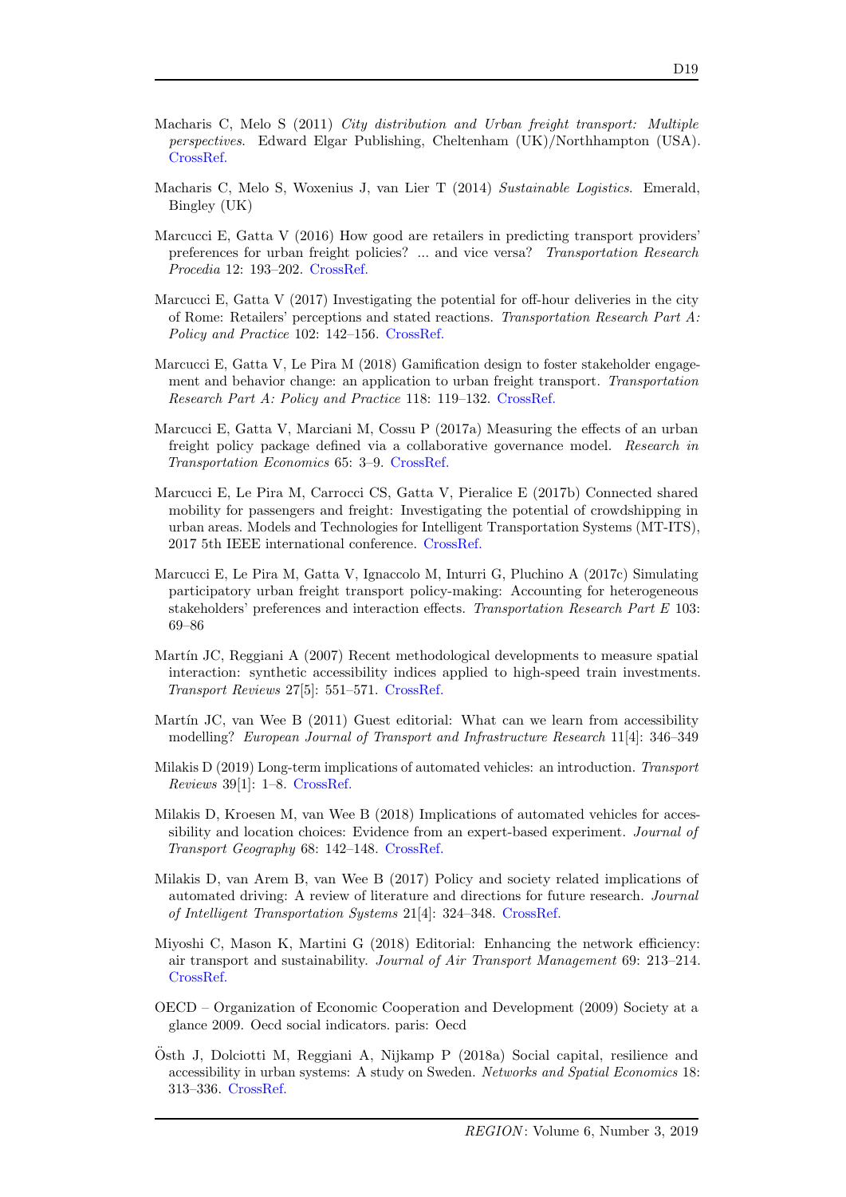Macharis C, Melo S (2011) *City distribution and Urban freight transport: Multiple perspectives*. Edward Elgar Publishing, Cheltenham (UK)/Northhampton (USA). CrossRef.

Macharis C, Melo S, Woxenius J, van Lier T (2014) *Sustainable Logistics*. Emerald, Bingley (UK)

Marcucci E, Gatta V (2016) How good are retailers in predicting transport providers' preferences for urban freight policies? ... and vice versa? *Transportation Research Procedia* 12: 193–202. CrossRef.

Marcucci E, Gatta V (2017) Investigating the potential for off-hour deliveries in the city of Rome: Retailers' perceptions and stated reactions. *Transportation Research Part A: Policy and Practice* 102: 142–156. CrossRef.

Marcucci E, Gatta V, Le Pira M (2018) Gamification design to foster stakeholder engagement and behavior change: an application to urban freight transport. *Transportation Research Part A: Policy and Practice* 118: 119–132. CrossRef.

Marcucci E, Gatta V, Marciani M, Cossu P (2017a) Measuring the effects of an urban freight policy package defined via a collaborative governance model. *Research in Transportation Economics* 65: 3–9. CrossRef.

Marcucci E, Le Pira M, Carrocci CS, Gatta V, Pieralice E (2017b) Connected shared mobility for passengers and freight: Investigating the potential of crowdshipping in urban areas. Models and Technologies for Intelligent Transportation Systems (MT-ITS), 2017 5th IEEE international conference. CrossRef.

Marcucci E, Le Pira M, Gatta V, Ignaccolo M, Inturri G, Pluchino A (2017c) Simulating participatory urban freight transport policy-making: Accounting for heterogeneous stakeholders' preferences and interaction effects. *Transportation Research Part E* 103: 69–86

Martín JC, Reggiani A (2007) Recent methodological developments to measure spatial interaction: synthetic accessibility indices applied to high-speed train investments. *Transport Reviews* 27[5]: 551–571. CrossRef.

Martín JC, van Wee B (2011) Guest editorial: What can we learn from accessibility modelling? *European Journal of Transport and Infrastructure Research* 11[4]: 346–349

Milakis D (2019) Long-term implications of automated vehicles: an introduction. *Transport Reviews* 39[1]: 1–8. CrossRef.

Milakis D, Kroesen M, van Wee B (2018) Implications of automated vehicles for accessibility and location choices: Evidence from an expert-based experiment. *Journal of Transport Geography* 68: 142–148. CrossRef.

Milakis D, van Arem B, van Wee B (2017) Policy and society related implications of automated driving: A review of literature and directions for future research. *Journal of Intelligent Transportation Systems* 21[4]: 324–348. CrossRef.

Miyoshi C, Mason K, Martini G (2018) Editorial: Enhancing the network efficiency: air transport and sustainability. *Journal of Air Transport Management* 69: 213–214. CrossRef.

OECD – Organization of Economic Cooperation and Development (2009) Society at a glance 2009. Oecd social indicators. paris: Oecd

Östh J, Dolciotti M, Reggiani A, Nijkamp P (2018a) Social capital, resilience and accessibility in urban systems: A study on Sweden. *Networks and Spatial Economics* 18: 313–336. CrossRef.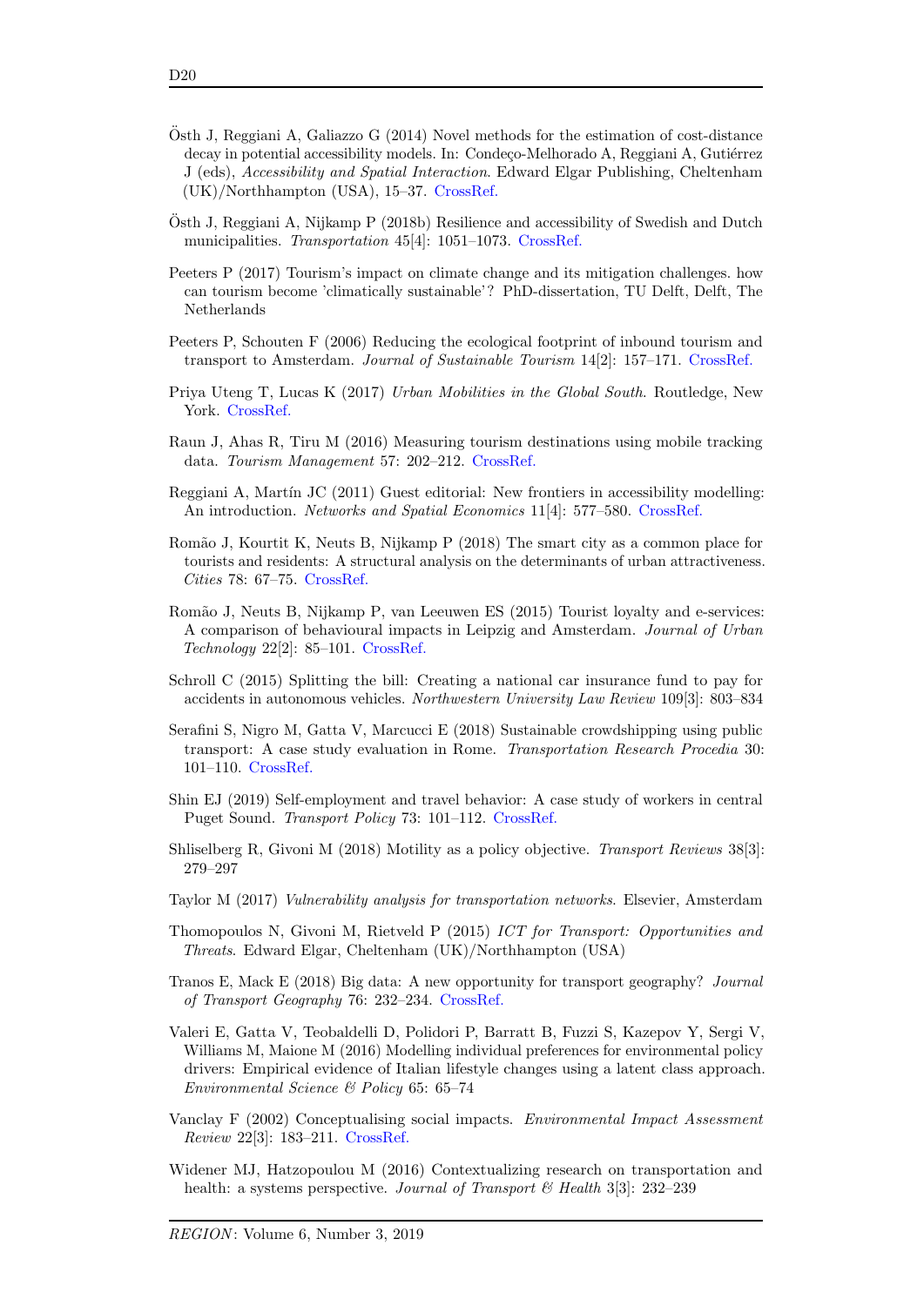Östh J, Reggiani A, Galiazzo G (2014) Novel methods for the estimation of cost-distance decay in potential accessibility models. In: Condeço-Melhorado A, Reggiani A, Gutiérrez J (eds), *Accessibility and Spatial Interaction*. Edward Elgar Publishing, Cheltenham (UK)/Northhampton (USA), 15–37. CrossRef.

Östh J, Reggiani A, Nijkamp P (2018b) Resilience and accessibility of Swedish and Dutch municipalities. *Transportation* 45[4]: 1051–1073. CrossRef.

Peeters P (2017) Tourism's impact on climate change and its mitigation challenges. how can tourism become 'climatically sustainable'? PhD-dissertation, TU Delft, Delft, The Netherlands

Peeters P, Schouten F (2006) Reducing the ecological footprint of inbound tourism and transport to Amsterdam. *Journal of Sustainable Tourism* 14[2]: 157–171. CrossRef.

Priya Uteng T, Lucas K (2017) *Urban Mobilities in the Global South*. Routledge, New York. CrossRef.

Raun J, Ahas R, Tiru M (2016) Measuring tourism destinations using mobile tracking data. *Tourism Management* 57: 202–212. CrossRef.

Reggiani A, Martín JC (2011) Guest editorial: New frontiers in accessibility modelling: An introduction. *Networks and Spatial Economics* 11[4]: 577–580. CrossRef.

Romão J, Kourtit K, Neuts B, Nijkamp P (2018) The smart city as a common place for tourists and residents: A structural analysis on the determinants of urban attractiveness. *Cities* 78: 67–75. CrossRef.

Romão J, Neuts B, Nijkamp P, van Leeuwen ES (2015) Tourist loyalty and e-services: A comparison of behavioural impacts in Leipzig and Amsterdam. *Journal of Urban Technology* 22[2]: 85–101. CrossRef.

Schroll C (2015) Splitting the bill: Creating a national car insurance fund to pay for accidents in autonomous vehicles. *Northwestern University Law Review* 109[3]: 803–834

Serafini S, Nigro M, Gatta V, Marcucci E (2018) Sustainable crowdshipping using public transport: A case study evaluation in Rome. *Transportation Research Procedia* 30: 101–110. CrossRef.

Shin EJ (2019) Self-employment and travel behavior: A case study of workers in central Puget Sound. *Transport Policy* 73: 101–112. CrossRef.

Shliselberg R, Givoni M (2018) Motility as a policy objective. *Transport Reviews* 38[3]: 279–297

Taylor M (2017) *Vulnerability analysis for transportation networks*. Elsevier, Amsterdam

Thomopoulos N, Givoni M, Rietveld P (2015) *ICT for Transport: Opportunities and Threats*. Edward Elgar, Cheltenham (UK)/Northhampton (USA)

Tranos E, Mack E (2018) Big data: A new opportunity for transport geography? *Journal of Transport Geography* 76: 232–234. CrossRef.

Valeri E, Gatta V, Teobaldelli D, Polidori P, Barratt B, Fuzzi S, Kazepov Y, Sergi V, Williams M, Maione M (2016) Modelling individual preferences for environmental policy drivers: Empirical evidence of Italian lifestyle changes using a latent class approach. *Environmental Science & Policy* 65: 65–74

Vanclay F (2002) Conceptualising social impacts. *Environmental Impact Assessment Review* 22[3]: 183–211. CrossRef.

Widener MJ, Hatzopoulou M (2016) Contextualizing research on transportation and health: a systems perspective. *Journal of Transport & Health* 3[3]: 232–239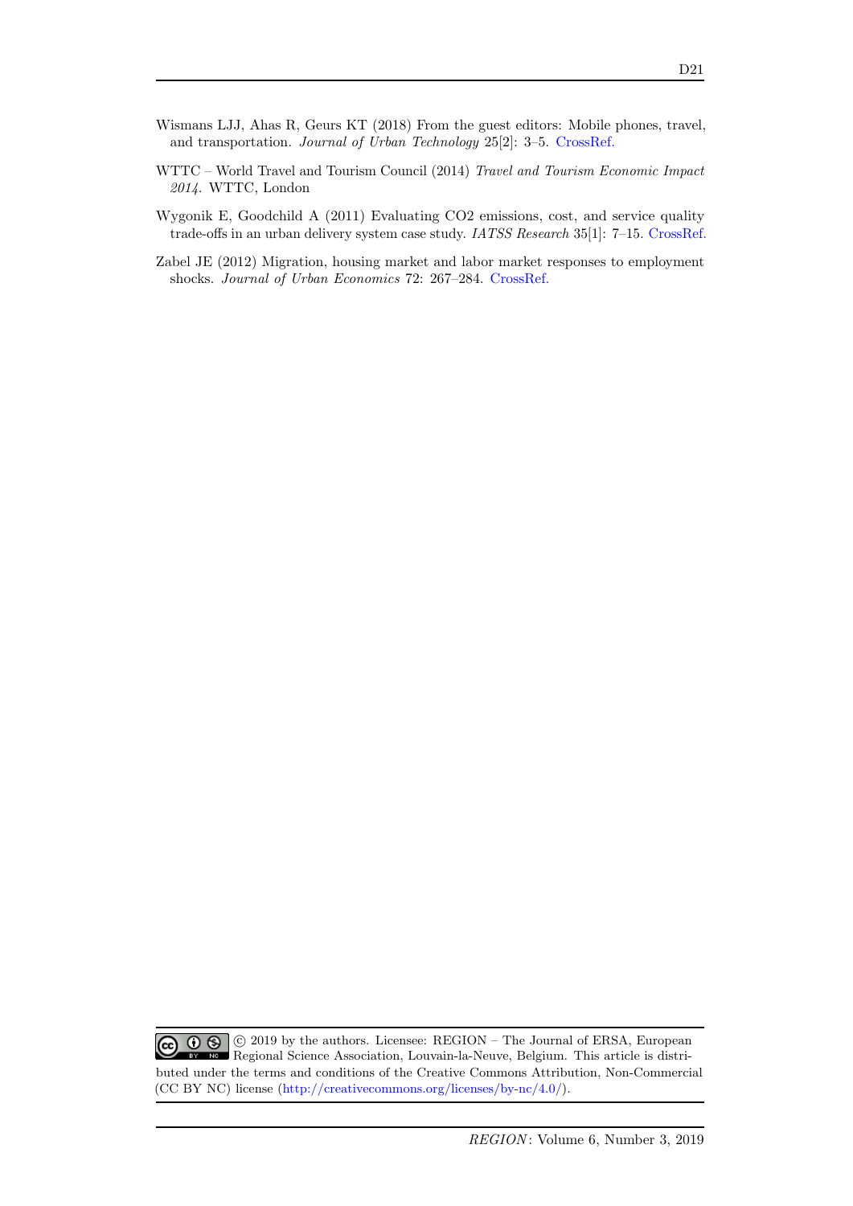Wismans LJJ, Ahas R, Geurs KT (2018) From the guest editors: Mobile phones, travel, and transportation. *Journal of Urban Technology* 25[2]: 3–5. CrossRef.

WTTC – World Travel and Tourism Council (2014) *Travel and Tourism Economic Impact 2014*. WTTC, London

Wygonik E, Goodchild A (2011) Evaluating CO2 emissions, cost, and service quality trade-offs in an urban delivery system case study. *IATSS Research* 35[1]: 7–15. CrossRef.

Zabel JE (2012) Migration, housing market and labor market responses to employment shocks. *Journal of Urban Economics* 72: 267–284. CrossRef.

© 2019 by the authors. Licensee: REGION – The Journal of ERSA, European Regional Science Association, Louvain-la-Neuve, Belgium. This article is distributed under the terms and conditions of the Creative Commons Attribution, Non-Commercial (CC BY NC) license (http://creativecommons.org/licenses/by-nc/4.0/).